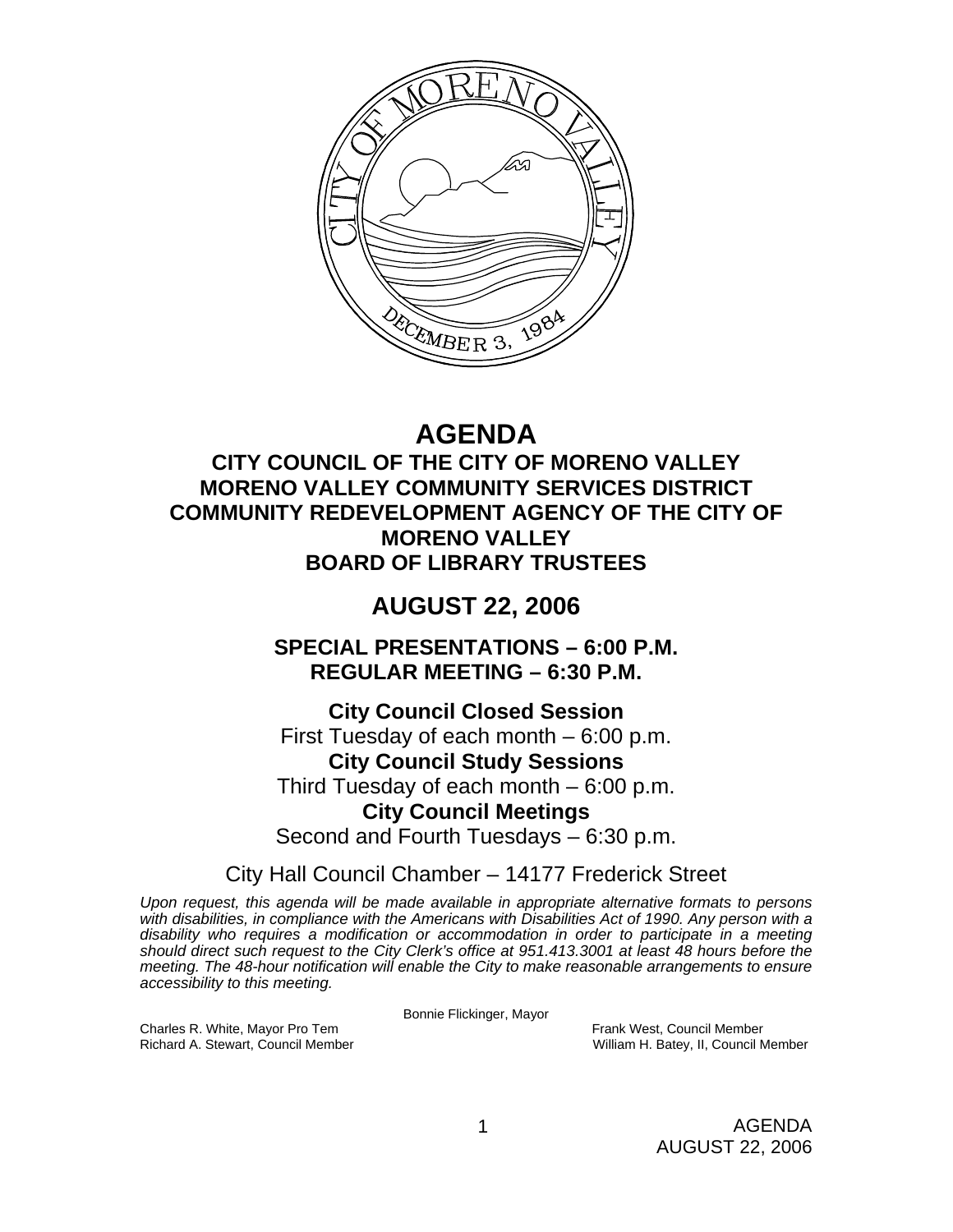# AGENDA

## CITY COUNCIL OF THE CITY OF MORENO VALLEY
## MORENO VALLEY COMMUNITY SERVICES DISTRICT
## COMMUNITY REDEVELOPMENT AGENCY OF THE CITY OF MORENO VALLEY
## BOARD OF LIBRARY TRUSTEES

## AUGUST 22, 2006

### SPECIAL PRESENTATIONS – 6:00 P.M.
### REGULAR MEETING – 6:30 P.M.

**City Council Closed Session**
First Tuesday of each month – 6:00 p.m.

**City Council Study Sessions**
Third Tuesday of each month – 6:00 p.m.

**City Council Meetings**
Second and Fourth Tuesdays – 6:30 p.m.

City Hall Council Chamber – 14177 Frederick Street

*Upon request, this agenda will be made available in appropriate alternative formats to persons with disabilities, in compliance with the Americans with Disabilities Act of 1990. Any person with a disability who requires a modification or accommodation in order to participate in a meeting should direct such request to the City Clerk's office at 951.413.3001 at least 48 hours before the meeting. The 48-hour notification will enable the City to make reasonable arrangements to ensure accessibility to this meeting.*

Bonnie Flickinger, Mayor

Charles R. White, Mayor Pro Tem
Richard A. Stewart, Council Member
Frank West, Council Member
William H. Batey, II, Council Member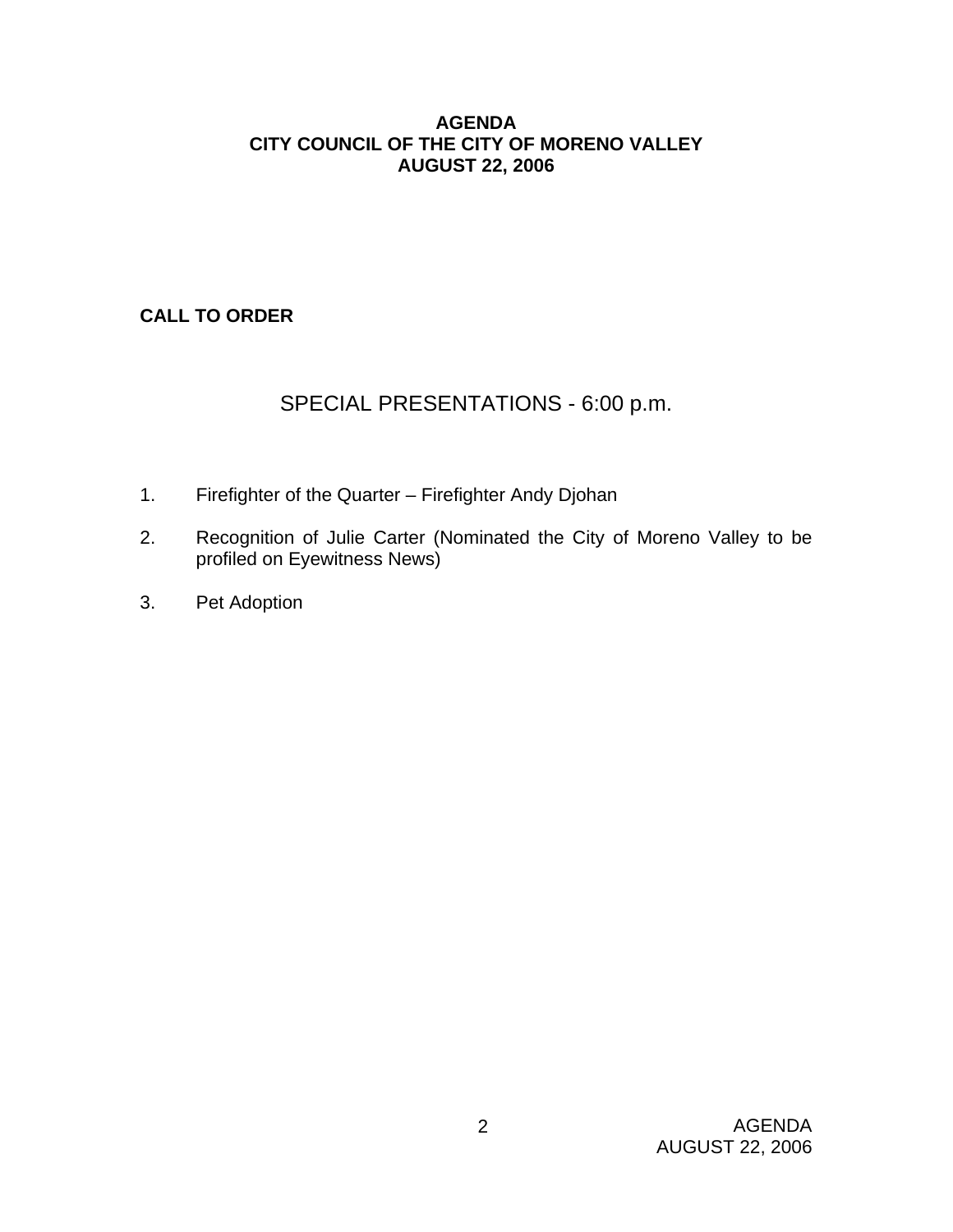**AGENDA**
**CITY COUNCIL OF THE CITY OF MORENO VALLEY**
**AUGUST 22, 2006**

**CALL TO ORDER**

## SPECIAL PRESENTATIONS - 6:00 p.m.

1. Firefighter of the Quarter – Firefighter Andy Djohan

2. Recognition of Julie Carter (Nominated the City of Moreno Valley to be profiled on Eyewitness News)

3. Pet Adoption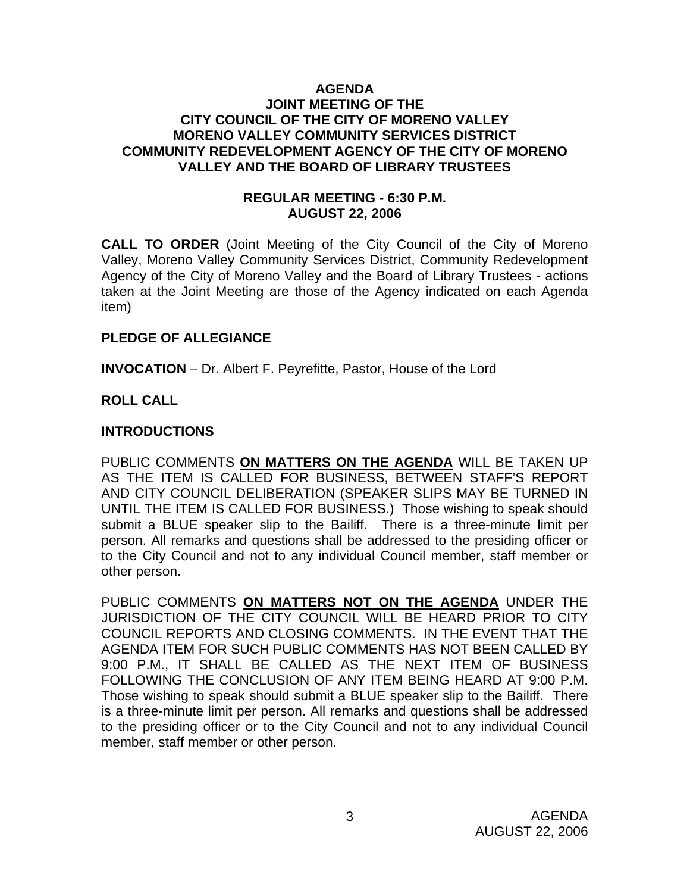# AGENDA
## JOINT MEETING OF THE CITY COUNCIL OF THE CITY OF MORENO VALLEY MORENO VALLEY COMMUNITY SERVICES DISTRICT COMMUNITY REDEVELOPMENT AGENCY OF THE CITY OF MORENO VALLEY AND THE BOARD OF LIBRARY TRUSTEES

### REGULAR MEETING - 6:30 P.M.
### AUGUST 22, 2006

**CALL TO ORDER** (Joint Meeting of the City Council of the City of Moreno Valley, Moreno Valley Community Services District, Community Redevelopment Agency of the City of Moreno Valley and the Board of Library Trustees - actions taken at the Joint Meeting are those of the Agency indicated on each Agenda item)

**PLEDGE OF ALLEGIANCE**

**INVOCATION** – Dr. Albert F. Peyrefitte, Pastor, House of the Lord

**ROLL CALL**

**INTRODUCTIONS**

PUBLIC COMMENTS **ON MATTERS ON THE AGENDA** WILL BE TAKEN UP AS THE ITEM IS CALLED FOR BUSINESS, BETWEEN STAFF'S REPORT AND CITY COUNCIL DELIBERATION (SPEAKER SLIPS MAY BE TURNED IN UNTIL THE ITEM IS CALLED FOR BUSINESS.) Those wishing to speak should submit a BLUE speaker slip to the Bailiff. There is a three-minute limit per person. All remarks and questions shall be addressed to the presiding officer or to the City Council and not to any individual Council member, staff member or other person.

PUBLIC COMMENTS **ON MATTERS NOT ON THE AGENDA** UNDER THE JURISDICTION OF THE CITY COUNCIL WILL BE HEARD PRIOR TO CITY COUNCIL REPORTS AND CLOSING COMMENTS. IN THE EVENT THAT THE AGENDA ITEM FOR SUCH PUBLIC COMMENTS HAS NOT BEEN CALLED BY 9:00 P.M., IT SHALL BE CALLED AS THE NEXT ITEM OF BUSINESS FOLLOWING THE CONCLUSION OF ANY ITEM BEING HEARD AT 9:00 P.M. Those wishing to speak should submit a BLUE speaker slip to the Bailiff. There is a three-minute limit per person. All remarks and questions shall be addressed to the presiding officer or to the City Council and not to any individual Council member, staff member or other person.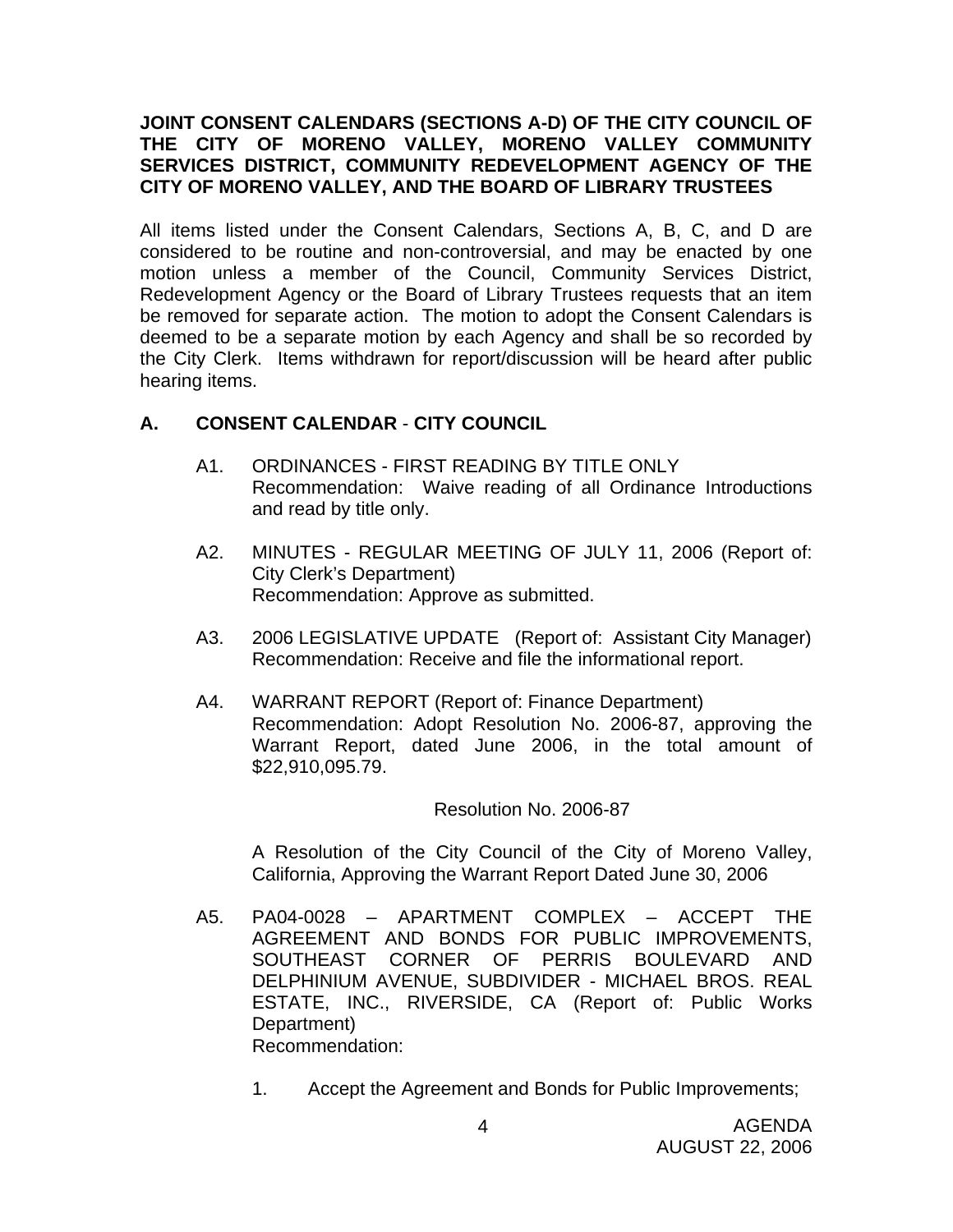**JOINT CONSENT CALENDARS (SECTIONS A-D) OF THE CITY COUNCIL OF THE CITY OF MORENO VALLEY, MORENO VALLEY COMMUNITY SERVICES DISTRICT, COMMUNITY REDEVELOPMENT AGENCY OF THE CITY OF MORENO VALLEY, AND THE BOARD OF LIBRARY TRUSTEES**

All items listed under the Consent Calendars, Sections A, B, C, and D are considered to be routine and non-controversial, and may be enacted by one motion unless a member of the Council, Community Services District, Redevelopment Agency or the Board of Library Trustees requests that an item be removed for separate action. The motion to adopt the Consent Calendars is deemed to be a separate motion by each Agency and shall be so recorded by the City Clerk. Items withdrawn for report/discussion will be heard after public hearing items.

## A. CONSENT CALENDAR - CITY COUNCIL

A1. ORDINANCES - FIRST READING BY TITLE ONLY
Recommendation: Waive reading of all Ordinance Introductions and read by title only.

A2. MINUTES - REGULAR MEETING OF JULY 11, 2006 (Report of: City Clerk's Department)
Recommendation: Approve as submitted.

A3. 2006 LEGISLATIVE UPDATE (Report of: Assistant City Manager)
Recommendation: Receive and file the informational report.

A4. WARRANT REPORT (Report of: Finance Department)
Recommendation: Adopt Resolution No. 2006-87, approving the Warrant Report, dated June 2006, in the total amount of $22,910,095.79.

Resolution No. 2006-87

A Resolution of the City Council of the City of Moreno Valley, California, Approving the Warrant Report Dated June 30, 2006

A5. PA04-0028 – APARTMENT COMPLEX – ACCEPT THE AGREEMENT AND BONDS FOR PUBLIC IMPROVEMENTS, SOUTHEAST CORNER OF PERRIS BOULEVARD AND DELPHINIUM AVENUE, SUBDIVIDER - MICHAEL BROS. REAL ESTATE, INC., RIVERSIDE, CA (Report of: Public Works Department)
Recommendation:

1. Accept the Agreement and Bonds for Public Improvements;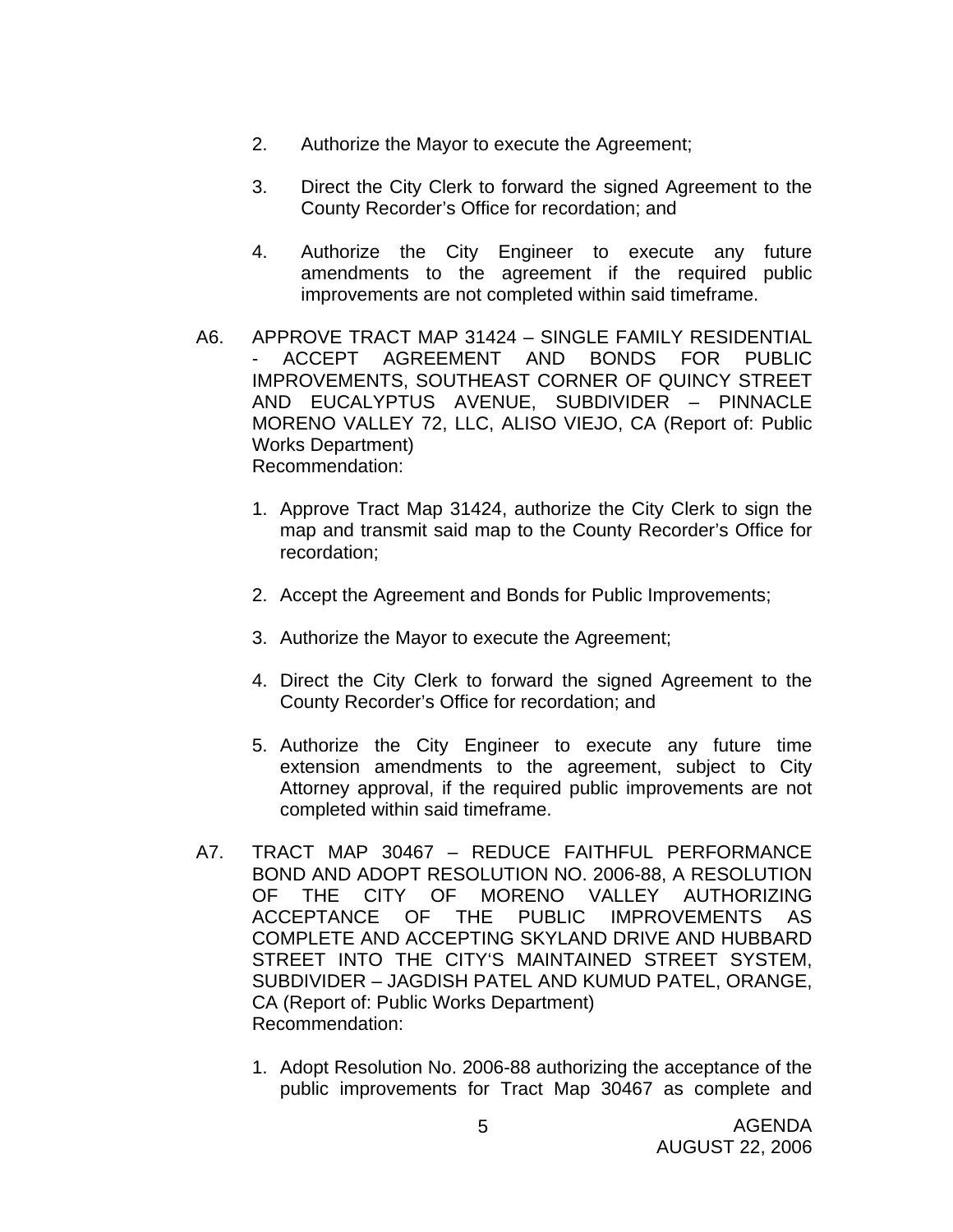2. Authorize the Mayor to execute the Agreement;

3. Direct the City Clerk to forward the signed Agreement to the County Recorder's Office for recordation; and

4. Authorize the City Engineer to execute any future amendments to the agreement if the required public improvements are not completed within said timeframe.

A6. APPROVE TRACT MAP 31424 – SINGLE FAMILY RESIDENTIAL - ACCEPT AGREEMENT AND BONDS FOR PUBLIC IMPROVEMENTS, SOUTHEAST CORNER OF QUINCY STREET AND EUCALYPTUS AVENUE, SUBDIVIDER – PINNACLE MORENO VALLEY 72, LLC, ALISO VIEJO, CA (Report of: Public Works Department)
Recommendation:

1. Approve Tract Map 31424, authorize the City Clerk to sign the map and transmit said map to the County Recorder's Office for recordation;

2. Accept the Agreement and Bonds for Public Improvements;

3. Authorize the Mayor to execute the Agreement;

4. Direct the City Clerk to forward the signed Agreement to the County Recorder's Office for recordation; and

5. Authorize the City Engineer to execute any future time extension amendments to the agreement, subject to City Attorney approval, if the required public improvements are not completed within said timeframe.

A7. TRACT MAP 30467 – REDUCE FAITHFUL PERFORMANCE BOND AND ADOPT RESOLUTION NO. 2006-88, A RESOLUTION OF THE CITY OF MORENO VALLEY AUTHORIZING ACCEPTANCE OF THE PUBLIC IMPROVEMENTS AS COMPLETE AND ACCEPTING SKYLAND DRIVE AND HUBBARD STREET INTO THE CITY'S MAINTAINED STREET SYSTEM, SUBDIVIDER – JAGDISH PATEL AND KUMUD PATEL, ORANGE, CA (Report of: Public Works Department)
Recommendation:

1. Adopt Resolution No. 2006-88 authorizing the acceptance of the public improvements for Tract Map 30467 as complete and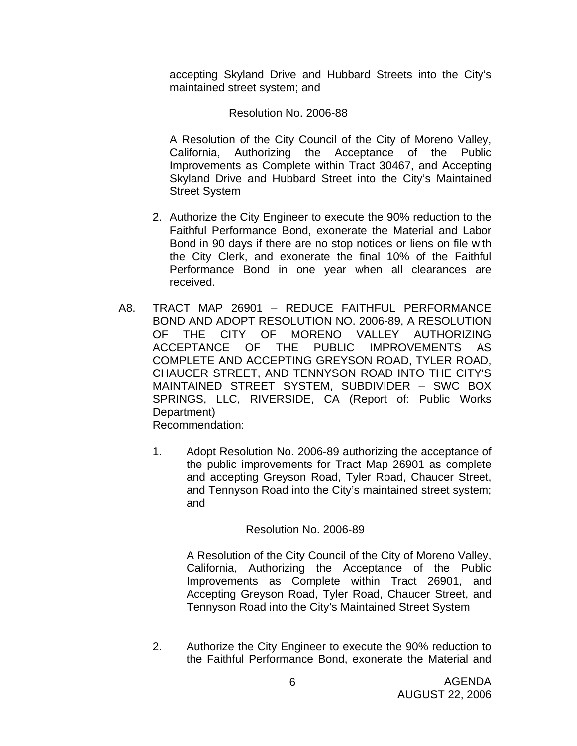accepting Skyland Drive and Hubbard Streets into the City's maintained street system; and

Resolution No. 2006-88

A Resolution of the City Council of the City of Moreno Valley, California, Authorizing the Acceptance of the Public Improvements as Complete within Tract 30467, and Accepting Skyland Drive and Hubbard Street into the City's Maintained Street System

2. Authorize the City Engineer to execute the 90% reduction to the Faithful Performance Bond, exonerate the Material and Labor Bond in 90 days if there are no stop notices or liens on file with the City Clerk, and exonerate the final 10% of the Faithful Performance Bond in one year when all clearances are received.

A8. TRACT MAP 26901 – REDUCE FAITHFUL PERFORMANCE BOND AND ADOPT RESOLUTION NO. 2006-89, A RESOLUTION OF THE CITY OF MORENO VALLEY AUTHORIZING ACCEPTANCE OF THE PUBLIC IMPROVEMENTS AS COMPLETE AND ACCEPTING GREYSON ROAD, TYLER ROAD, CHAUCER STREET, AND TENNYSON ROAD INTO THE CITY'S MAINTAINED STREET SYSTEM, SUBDIVIDER – SWC BOX SPRINGS, LLC, RIVERSIDE, CA (Report of: Public Works Department)
Recommendation:

1. Adopt Resolution No. 2006-89 authorizing the acceptance of the public improvements for Tract Map 26901 as complete and accepting Greyson Road, Tyler Road, Chaucer Street, and Tennyson Road into the City's maintained street system; and

Resolution No. 2006-89

A Resolution of the City Council of the City of Moreno Valley, California, Authorizing the Acceptance of the Public Improvements as Complete within Tract 26901, and Accepting Greyson Road, Tyler Road, Chaucer Street, and Tennyson Road into the City's Maintained Street System

2. Authorize the City Engineer to execute the 90% reduction to the Faithful Performance Bond, exonerate the Material and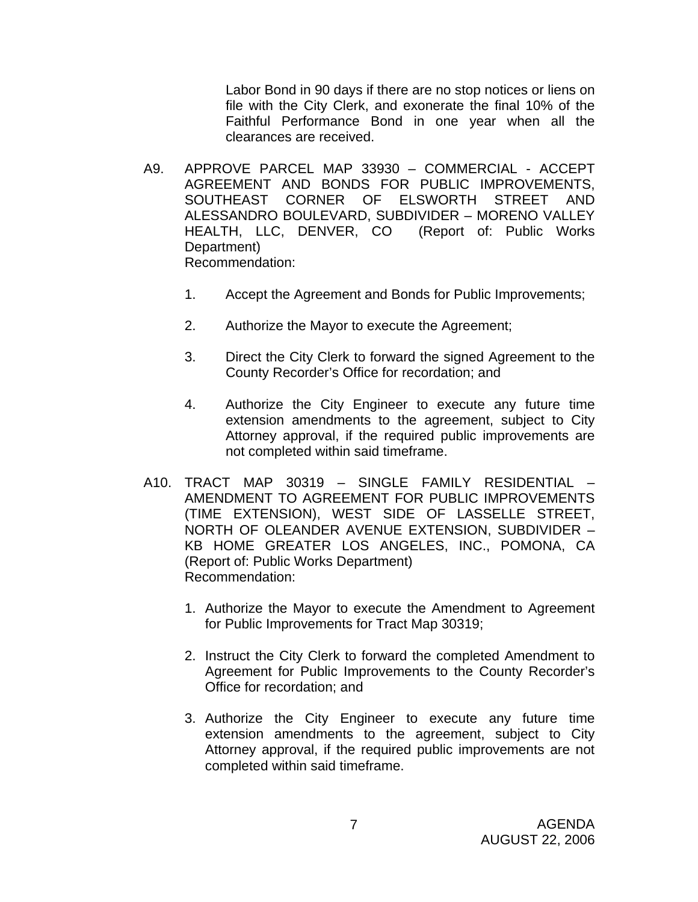Labor Bond in 90 days if there are no stop notices or liens on file with the City Clerk, and exonerate the final 10% of the Faithful Performance Bond in one year when all the clearances are received.

A9. APPROVE PARCEL MAP 33930 – COMMERCIAL - ACCEPT AGREEMENT AND BONDS FOR PUBLIC IMPROVEMENTS, SOUTHEAST CORNER OF ELSWORTH STREET AND ALESSANDRO BOULEVARD, SUBDIVIDER – MORENO VALLEY HEALTH, LLC, DENVER, CO (Report of: Public Works Department)
Recommendation:

1. Accept the Agreement and Bonds for Public Improvements;

2. Authorize the Mayor to execute the Agreement;

3. Direct the City Clerk to forward the signed Agreement to the County Recorder's Office for recordation; and

4. Authorize the City Engineer to execute any future time extension amendments to the agreement, subject to City Attorney approval, if the required public improvements are not completed within said timeframe.

A10. TRACT MAP 30319 – SINGLE FAMILY RESIDENTIAL – AMENDMENT TO AGREEMENT FOR PUBLIC IMPROVEMENTS (TIME EXTENSION), WEST SIDE OF LASSELLE STREET, NORTH OF OLEANDER AVENUE EXTENSION, SUBDIVIDER – KB HOME GREATER LOS ANGELES, INC., POMONA, CA (Report of: Public Works Department)
Recommendation:

1. Authorize the Mayor to execute the Amendment to Agreement for Public Improvements for Tract Map 30319;

2. Instruct the City Clerk to forward the completed Amendment to Agreement for Public Improvements to the County Recorder's Office for recordation; and

3. Authorize the City Engineer to execute any future time extension amendments to the agreement, subject to City Attorney approval, if the required public improvements are not completed within said timeframe.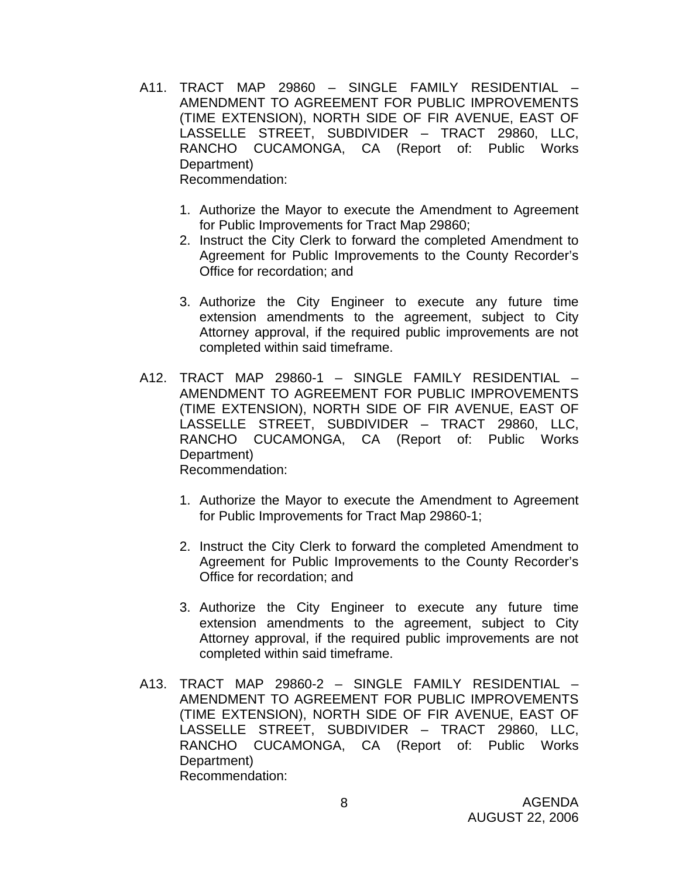A11. TRACT MAP 29860 – SINGLE FAMILY RESIDENTIAL – AMENDMENT TO AGREEMENT FOR PUBLIC IMPROVEMENTS (TIME EXTENSION), NORTH SIDE OF FIR AVENUE, EAST OF LASSELLE STREET, SUBDIVIDER – TRACT 29860, LLC, RANCHO CUCAMONGA, CA (Report of: Public Works Department)
Recommendation:

1. Authorize the Mayor to execute the Amendment to Agreement for Public Improvements for Tract Map 29860;
2. Instruct the City Clerk to forward the completed Amendment to Agreement for Public Improvements to the County Recorder's Office for recordation; and
3. Authorize the City Engineer to execute any future time extension amendments to the agreement, subject to City Attorney approval, if the required public improvements are not completed within said timeframe.

A12. TRACT MAP 29860-1 – SINGLE FAMILY RESIDENTIAL – AMENDMENT TO AGREEMENT FOR PUBLIC IMPROVEMENTS (TIME EXTENSION), NORTH SIDE OF FIR AVENUE, EAST OF LASSELLE STREET, SUBDIVIDER – TRACT 29860, LLC, RANCHO CUCAMONGA, CA (Report of: Public Works Department)
Recommendation:

1. Authorize the Mayor to execute the Amendment to Agreement for Public Improvements for Tract Map 29860-1;
2. Instruct the City Clerk to forward the completed Amendment to Agreement for Public Improvements to the County Recorder's Office for recordation; and
3. Authorize the City Engineer to execute any future time extension amendments to the agreement, subject to City Attorney approval, if the required public improvements are not completed within said timeframe.

A13. TRACT MAP 29860-2 – SINGLE FAMILY RESIDENTIAL – AMENDMENT TO AGREEMENT FOR PUBLIC IMPROVEMENTS (TIME EXTENSION), NORTH SIDE OF FIR AVENUE, EAST OF LASSELLE STREET, SUBDIVIDER – TRACT 29860, LLC, RANCHO CUCAMONGA, CA (Report of: Public Works Department)
Recommendation: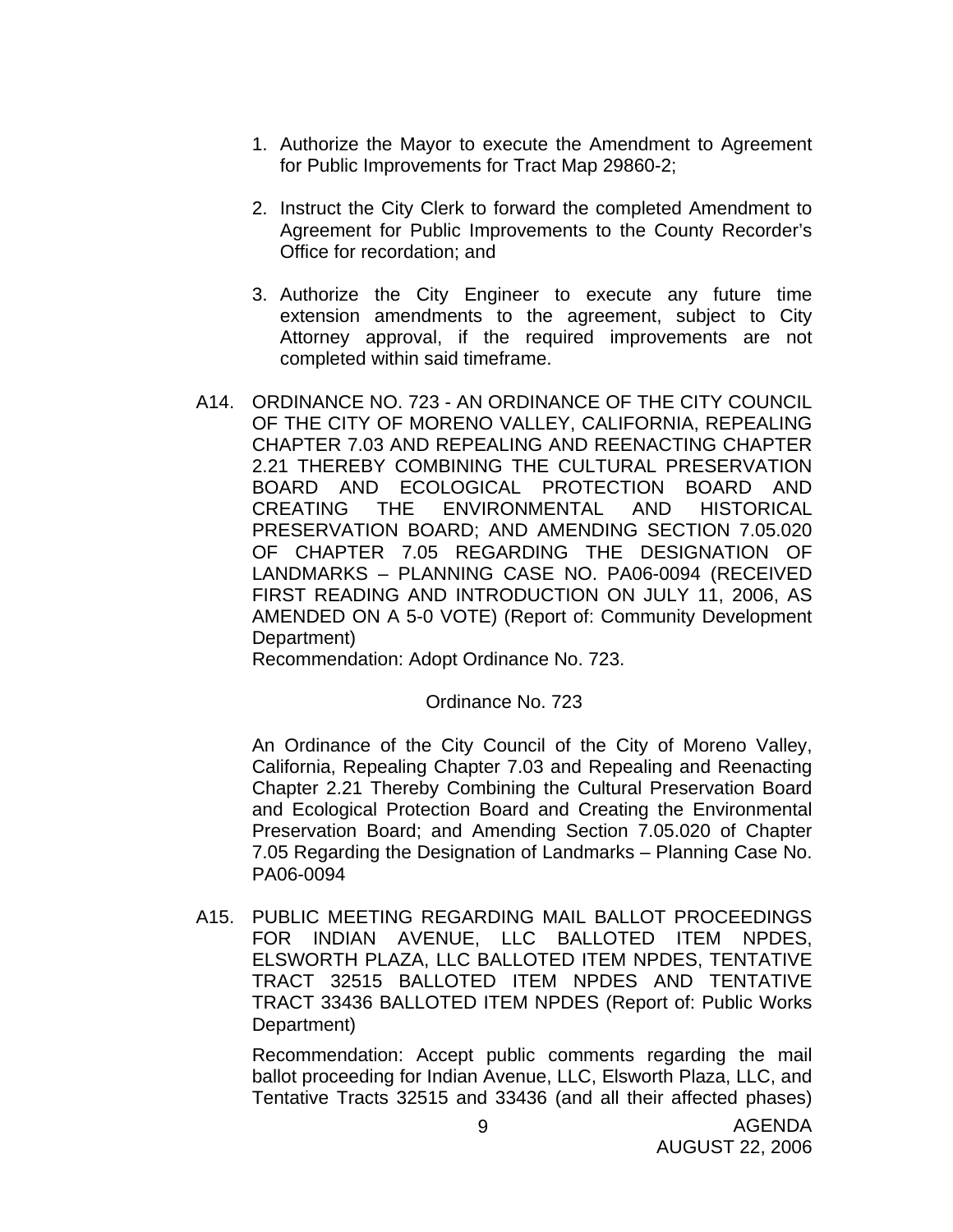1. Authorize the Mayor to execute the Amendment to Agreement for Public Improvements for Tract Map 29860-2;

2. Instruct the City Clerk to forward the completed Amendment to Agreement for Public Improvements to the County Recorder's Office for recordation; and

3. Authorize the City Engineer to execute any future time extension amendments to the agreement, subject to City Attorney approval, if the required improvements are not completed within said timeframe.

A14. ORDINANCE NO. 723 - AN ORDINANCE OF THE CITY COUNCIL OF THE CITY OF MORENO VALLEY, CALIFORNIA, REPEALING CHAPTER 7.03 AND REPEALING AND REENACTING CHAPTER 2.21 THEREBY COMBINING THE CULTURAL PRESERVATION BOARD AND ECOLOGICAL PROTECTION BOARD AND CREATING THE ENVIRONMENTAL AND HISTORICAL PRESERVATION BOARD; AND AMENDING SECTION 7.05.020 OF CHAPTER 7.05 REGARDING THE DESIGNATION OF LANDMARKS – PLANNING CASE NO. PA06-0094 (RECEIVED FIRST READING AND INTRODUCTION ON JULY 11, 2006, AS AMENDED ON A 5-0 VOTE) (Report of: Community Development Department)

Recommendation: Adopt Ordinance No. 723.

Ordinance No. 723

An Ordinance of the City Council of the City of Moreno Valley, California, Repealing Chapter 7.03 and Repealing and Reenacting Chapter 2.21 Thereby Combining the Cultural Preservation Board and Ecological Protection Board and Creating the Environmental Preservation Board; and Amending Section 7.05.020 of Chapter 7.05 Regarding the Designation of Landmarks – Planning Case No. PA06-0094

A15. PUBLIC MEETING REGARDING MAIL BALLOT PROCEEDINGS FOR INDIAN AVENUE, LLC BALLOTED ITEM NPDES, ELSWORTH PLAZA, LLC BALLOTED ITEM NPDES, TENTATIVE TRACT 32515 BALLOTED ITEM NPDES AND TENTATIVE TRACT 33436 BALLOTED ITEM NPDES (Report of: Public Works Department)

Recommendation: Accept public comments regarding the mail ballot proceeding for Indian Avenue, LLC, Elsworth Plaza, LLC, and Tentative Tracts 32515 and 33436 (and all their affected phases)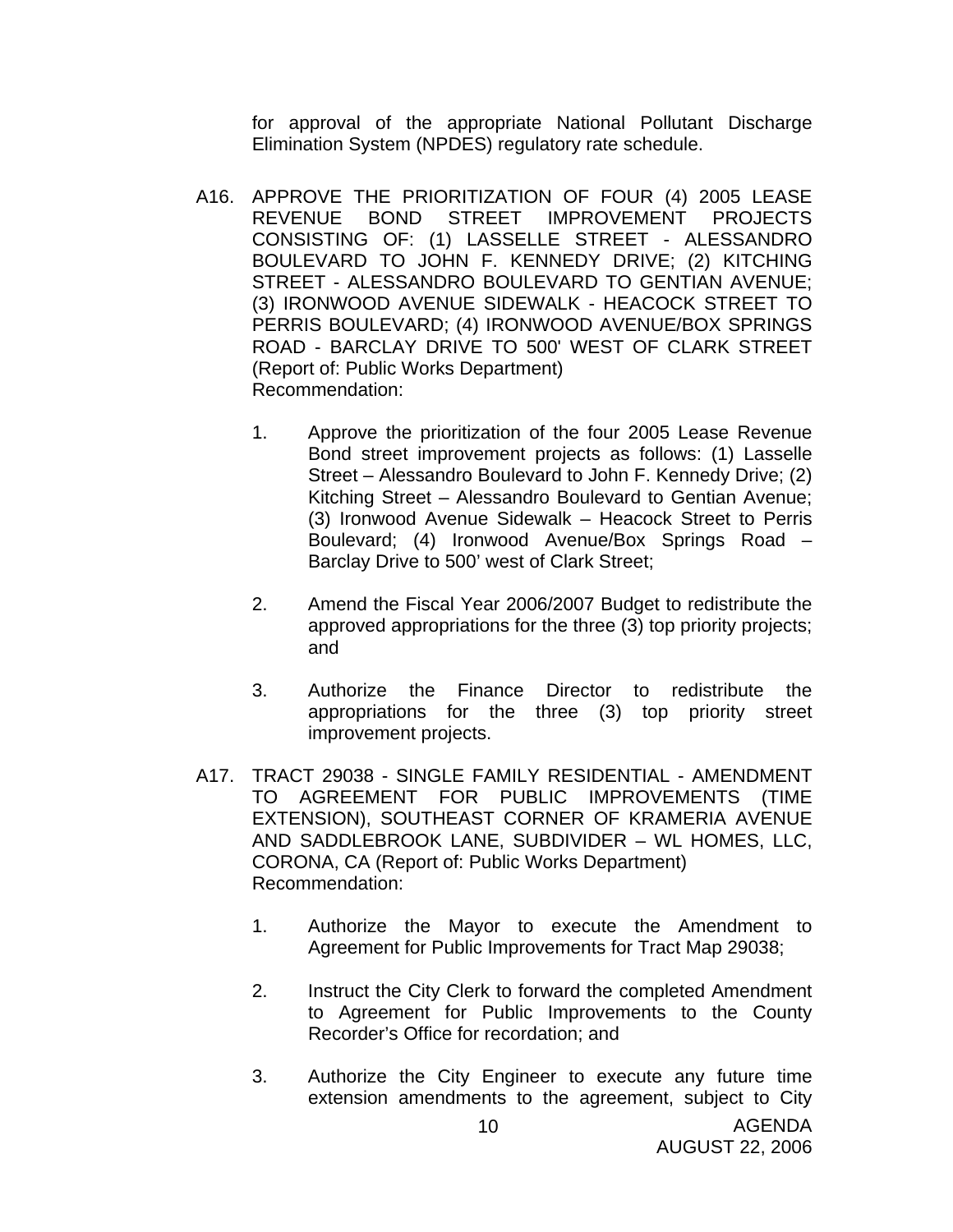for approval of the appropriate National Pollutant Discharge Elimination System (NPDES) regulatory rate schedule.

A16. APPROVE THE PRIORITIZATION OF FOUR (4) 2005 LEASE REVENUE BOND STREET IMPROVEMENT PROJECTS CONSISTING OF: (1) LASSELLE STREET - ALESSANDRO BOULEVARD TO JOHN F. KENNEDY DRIVE; (2) KITCHING STREET - ALESSANDRO BOULEVARD TO GENTIAN AVENUE; (3) IRONWOOD AVENUE SIDEWALK - HEACOCK STREET TO PERRIS BOULEVARD; (4) IRONWOOD AVENUE/BOX SPRINGS ROAD - BARCLAY DRIVE TO 500' WEST OF CLARK STREET (Report of: Public Works Department)
Recommendation:

1. Approve the prioritization of the four 2005 Lease Revenue Bond street improvement projects as follows: (1) Lasselle Street – Alessandro Boulevard to John F. Kennedy Drive; (2) Kitching Street – Alessandro Boulevard to Gentian Avenue; (3) Ironwood Avenue Sidewalk – Heacock Street to Perris Boulevard; (4) Ironwood Avenue/Box Springs Road – Barclay Drive to 500' west of Clark Street;

2. Amend the Fiscal Year 2006/2007 Budget to redistribute the approved appropriations for the three (3) top priority projects; and

3. Authorize the Finance Director to redistribute the appropriations for the three (3) top priority street improvement projects.

A17. TRACT 29038 - SINGLE FAMILY RESIDENTIAL - AMENDMENT TO AGREEMENT FOR PUBLIC IMPROVEMENTS (TIME EXTENSION), SOUTHEAST CORNER OF KRAMERIA AVENUE AND SADDLEBROOK LANE, SUBDIVIDER – WL HOMES, LLC, CORONA, CA (Report of: Public Works Department)
Recommendation:

1. Authorize the Mayor to execute the Amendment to Agreement for Public Improvements for Tract Map 29038;

2. Instruct the City Clerk to forward the completed Amendment to Agreement for Public Improvements to the County Recorder's Office for recordation; and

3. Authorize the City Engineer to execute any future time extension amendments to the agreement, subject to City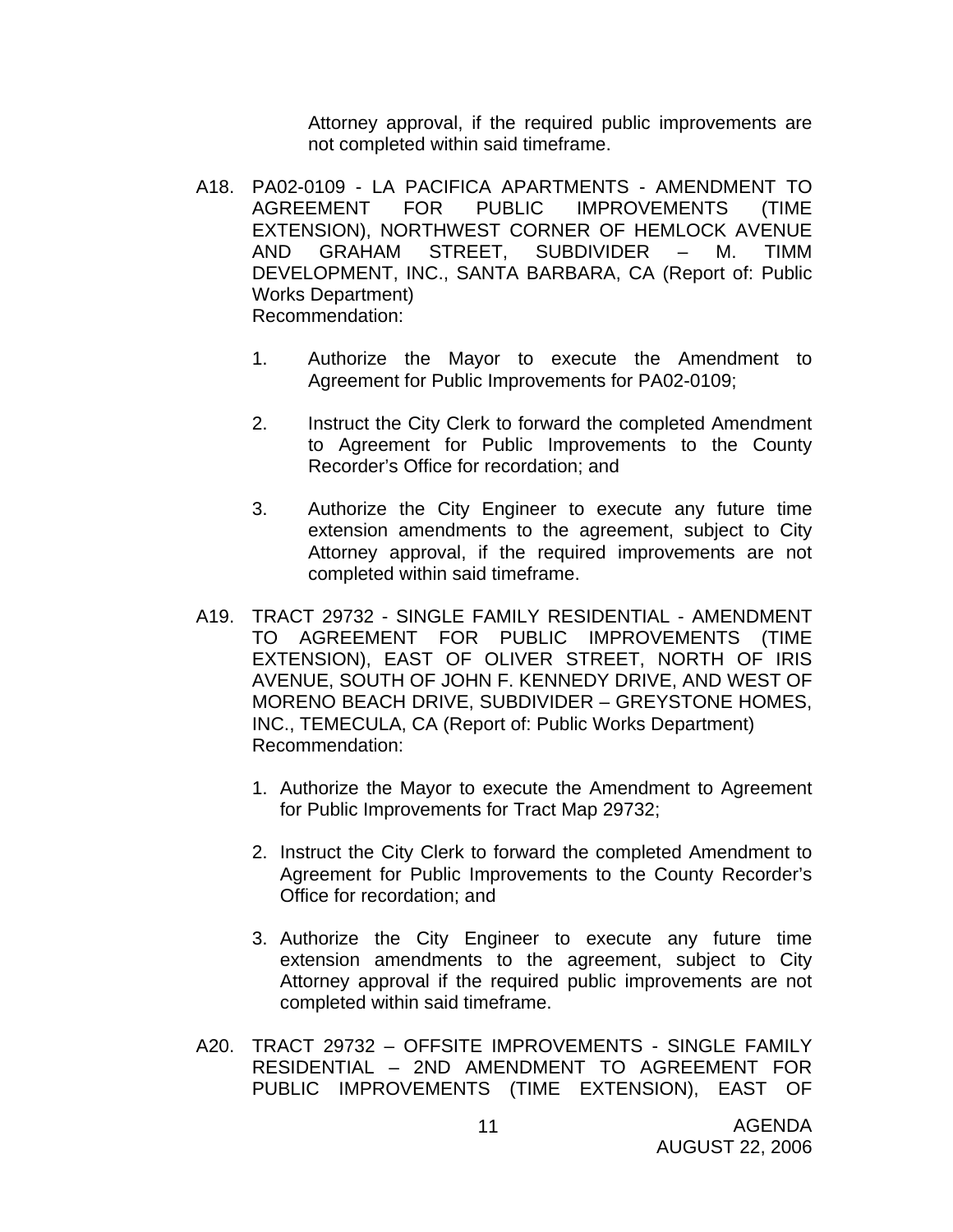Attorney approval, if the required public improvements are not completed within said timeframe.

A18. PA02-0109 - LA PACIFICA APARTMENTS - AMENDMENT TO AGREEMENT FOR PUBLIC IMPROVEMENTS (TIME EXTENSION), NORTHWEST CORNER OF HEMLOCK AVENUE AND GRAHAM STREET, SUBDIVIDER – M. TIMM DEVELOPMENT, INC., SANTA BARBARA, CA (Report of: Public Works Department)
Recommendation:

1. Authorize the Mayor to execute the Amendment to Agreement for Public Improvements for PA02-0109;

2. Instruct the City Clerk to forward the completed Amendment to Agreement for Public Improvements to the County Recorder's Office for recordation; and

3. Authorize the City Engineer to execute any future time extension amendments to the agreement, subject to City Attorney approval, if the required improvements are not completed within said timeframe.

A19. TRACT 29732 - SINGLE FAMILY RESIDENTIAL - AMENDMENT TO AGREEMENT FOR PUBLIC IMPROVEMENTS (TIME EXTENSION), EAST OF OLIVER STREET, NORTH OF IRIS AVENUE, SOUTH OF JOHN F. KENNEDY DRIVE, AND WEST OF MORENO BEACH DRIVE, SUBDIVIDER – GREYSTONE HOMES, INC., TEMECULA, CA (Report of: Public Works Department)
Recommendation:

1. Authorize the Mayor to execute the Amendment to Agreement for Public Improvements for Tract Map 29732;

2. Instruct the City Clerk to forward the completed Amendment to Agreement for Public Improvements to the County Recorder's Office for recordation; and

3. Authorize the City Engineer to execute any future time extension amendments to the agreement, subject to City Attorney approval if the required public improvements are not completed within said timeframe.

A20. TRACT 29732 – OFFSITE IMPROVEMENTS - SINGLE FAMILY RESIDENTIAL – 2ND AMENDMENT TO AGREEMENT FOR PUBLIC IMPROVEMENTS (TIME EXTENSION), EAST OF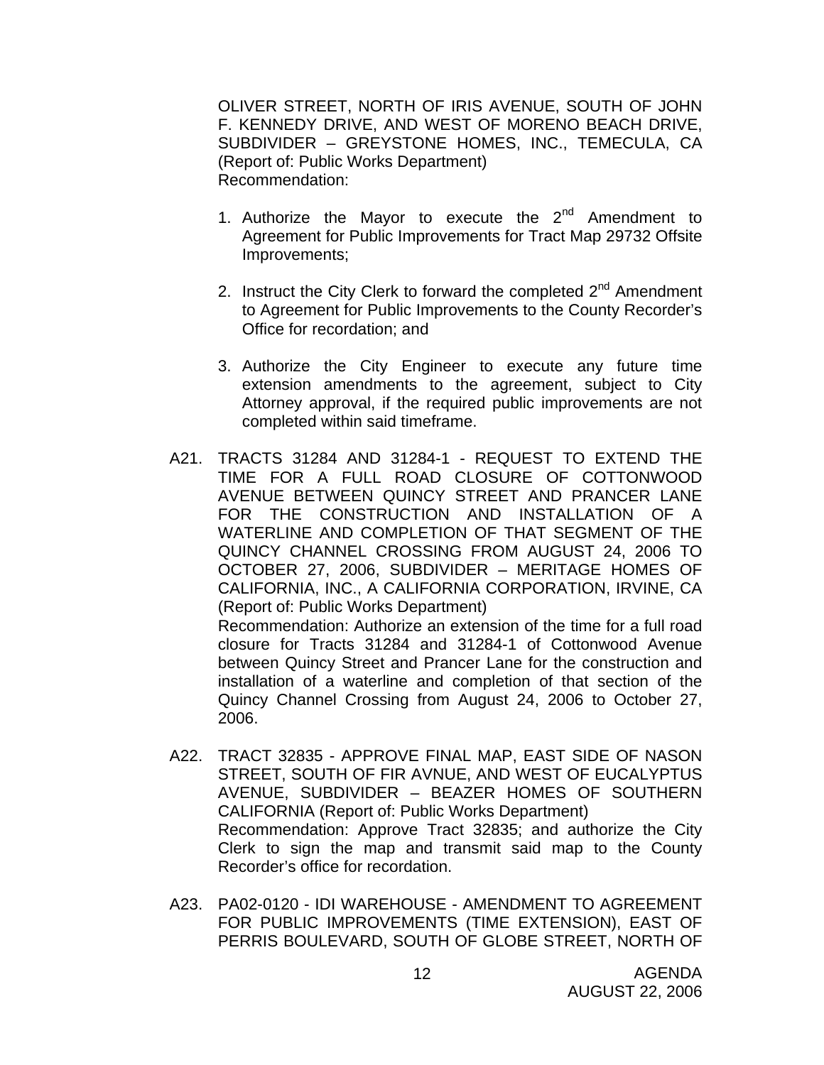OLIVER STREET, NORTH OF IRIS AVENUE, SOUTH OF JOHN F. KENNEDY DRIVE, AND WEST OF MORENO BEACH DRIVE, SUBDIVIDER – GREYSTONE HOMES, INC., TEMECULA, CA (Report of: Public Works Department)
Recommendation:

1. Authorize the Mayor to execute the 2nd Amendment to Agreement for Public Improvements for Tract Map 29732 Offsite Improvements;

2. Instruct the City Clerk to forward the completed 2nd Amendment to Agreement for Public Improvements to the County Recorder's Office for recordation; and

3. Authorize the City Engineer to execute any future time extension amendments to the agreement, subject to City Attorney approval, if the required public improvements are not completed within said timeframe.

A21. TRACTS 31284 AND 31284-1 - REQUEST TO EXTEND THE TIME FOR A FULL ROAD CLOSURE OF COTTONWOOD AVENUE BETWEEN QUINCY STREET AND PRANCER LANE FOR THE CONSTRUCTION AND INSTALLATION OF A WATERLINE AND COMPLETION OF THAT SEGMENT OF THE QUINCY CHANNEL CROSSING FROM AUGUST 24, 2006 TO OCTOBER 27, 2006, SUBDIVIDER – MERITAGE HOMES OF CALIFORNIA, INC., A CALIFORNIA CORPORATION, IRVINE, CA (Report of: Public Works Department)
Recommendation: Authorize an extension of the time for a full road closure for Tracts 31284 and 31284-1 of Cottonwood Avenue between Quincy Street and Prancer Lane for the construction and installation of a waterline and completion of that section of the Quincy Channel Crossing from August 24, 2006 to October 27, 2006.

A22. TRACT 32835 - APPROVE FINAL MAP, EAST SIDE OF NASON STREET, SOUTH OF FIR AVNUE, AND WEST OF EUCALYPTUS AVENUE, SUBDIVIDER – BEAZER HOMES OF SOUTHERN CALIFORNIA (Report of: Public Works Department)
Recommendation: Approve Tract 32835; and authorize the City Clerk to sign the map and transmit said map to the County Recorder's office for recordation.

A23. PA02-0120 - IDI WAREHOUSE - AMENDMENT TO AGREEMENT FOR PUBLIC IMPROVEMENTS (TIME EXTENSION), EAST OF PERRIS BOULEVARD, SOUTH OF GLOBE STREET, NORTH OF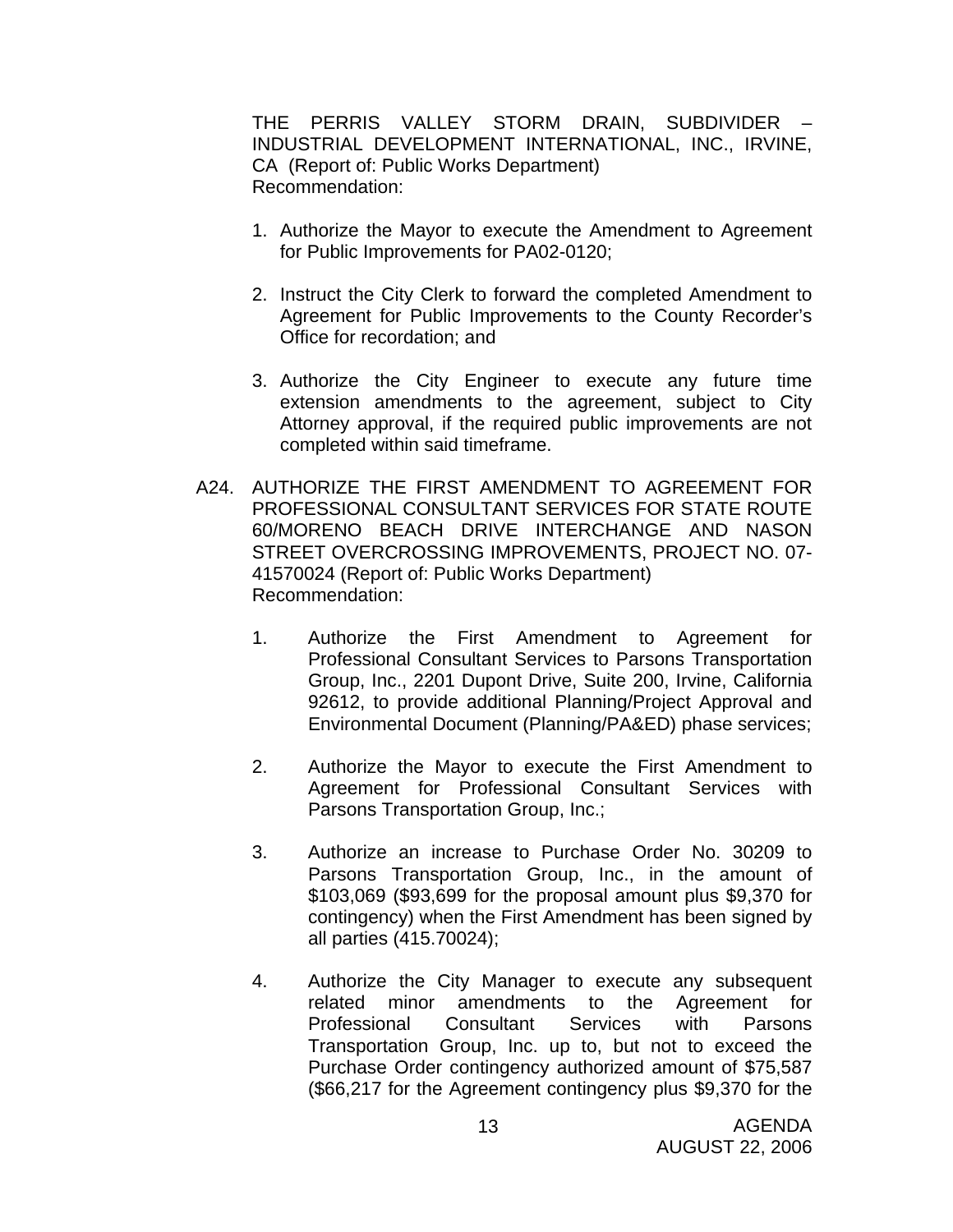THE PERRIS VALLEY STORM DRAIN, SUBDIVIDER – INDUSTRIAL DEVELOPMENT INTERNATIONAL, INC., IRVINE, CA (Report of: Public Works Department)
Recommendation:

1. Authorize the Mayor to execute the Amendment to Agreement for Public Improvements for PA02-0120;

2. Instruct the City Clerk to forward the completed Amendment to Agreement for Public Improvements to the County Recorder's Office for recordation; and

3. Authorize the City Engineer to execute any future time extension amendments to the agreement, subject to City Attorney approval, if the required public improvements are not completed within said timeframe.

A24. AUTHORIZE THE FIRST AMENDMENT TO AGREEMENT FOR PROFESSIONAL CONSULTANT SERVICES FOR STATE ROUTE 60/MORENO BEACH DRIVE INTERCHANGE AND NASON STREET OVERCROSSING IMPROVEMENTS, PROJECT NO. 07-41570024 (Report of: Public Works Department)
Recommendation:

1. Authorize the First Amendment to Agreement for Professional Consultant Services to Parsons Transportation Group, Inc., 2201 Dupont Drive, Suite 200, Irvine, California 92612, to provide additional Planning/Project Approval and Environmental Document (Planning/PA&ED) phase services;

2. Authorize the Mayor to execute the First Amendment to Agreement for Professional Consultant Services with Parsons Transportation Group, Inc.;

3. Authorize an increase to Purchase Order No. 30209 to Parsons Transportation Group, Inc., in the amount of $103,069 ($93,699 for the proposal amount plus $9,370 for contingency) when the First Amendment has been signed by all parties (415.70024);

4. Authorize the City Manager to execute any subsequent related minor amendments to the Agreement for Professional Consultant Services with Parsons Transportation Group, Inc. up to, but not to exceed the Purchase Order contingency authorized amount of $75,587 ($66,217 for the Agreement contingency plus $9,370 for the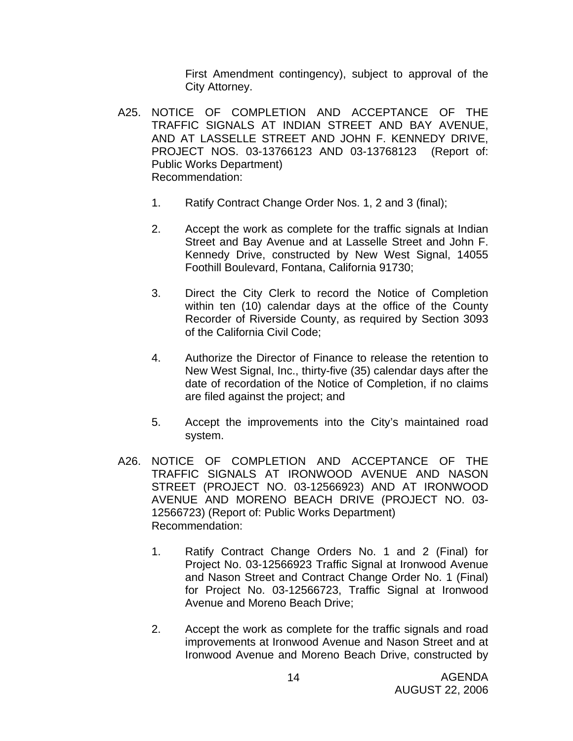First Amendment contingency), subject to approval of the City Attorney.

A25. NOTICE OF COMPLETION AND ACCEPTANCE OF THE TRAFFIC SIGNALS AT INDIAN STREET AND BAY AVENUE, AND AT LASSELLE STREET AND JOHN F. KENNEDY DRIVE, PROJECT NOS. 03-13766123 AND 03-13768123 (Report of: Public Works Department)
Recommendation:

1. Ratify Contract Change Order Nos. 1, 2 and 3 (final);

2. Accept the work as complete for the traffic signals at Indian Street and Bay Avenue and at Lasselle Street and John F. Kennedy Drive, constructed by New West Signal, 14055 Foothill Boulevard, Fontana, California 91730;

3. Direct the City Clerk to record the Notice of Completion within ten (10) calendar days at the office of the County Recorder of Riverside County, as required by Section 3093 of the California Civil Code;

4. Authorize the Director of Finance to release the retention to New West Signal, Inc., thirty-five (35) calendar days after the date of recordation of the Notice of Completion, if no claims are filed against the project; and

5. Accept the improvements into the City's maintained road system.

A26. NOTICE OF COMPLETION AND ACCEPTANCE OF THE TRAFFIC SIGNALS AT IRONWOOD AVENUE AND NASON STREET (PROJECT NO. 03-12566923) AND AT IRONWOOD AVENUE AND MORENO BEACH DRIVE (PROJECT NO. 03-12566723) (Report of: Public Works Department)
Recommendation:

1. Ratify Contract Change Orders No. 1 and 2 (Final) for Project No. 03-12566923 Traffic Signal at Ironwood Avenue and Nason Street and Contract Change Order No. 1 (Final) for Project No. 03-12566723, Traffic Signal at Ironwood Avenue and Moreno Beach Drive;

2. Accept the work as complete for the traffic signals and road improvements at Ironwood Avenue and Nason Street and at Ironwood Avenue and Moreno Beach Drive, constructed by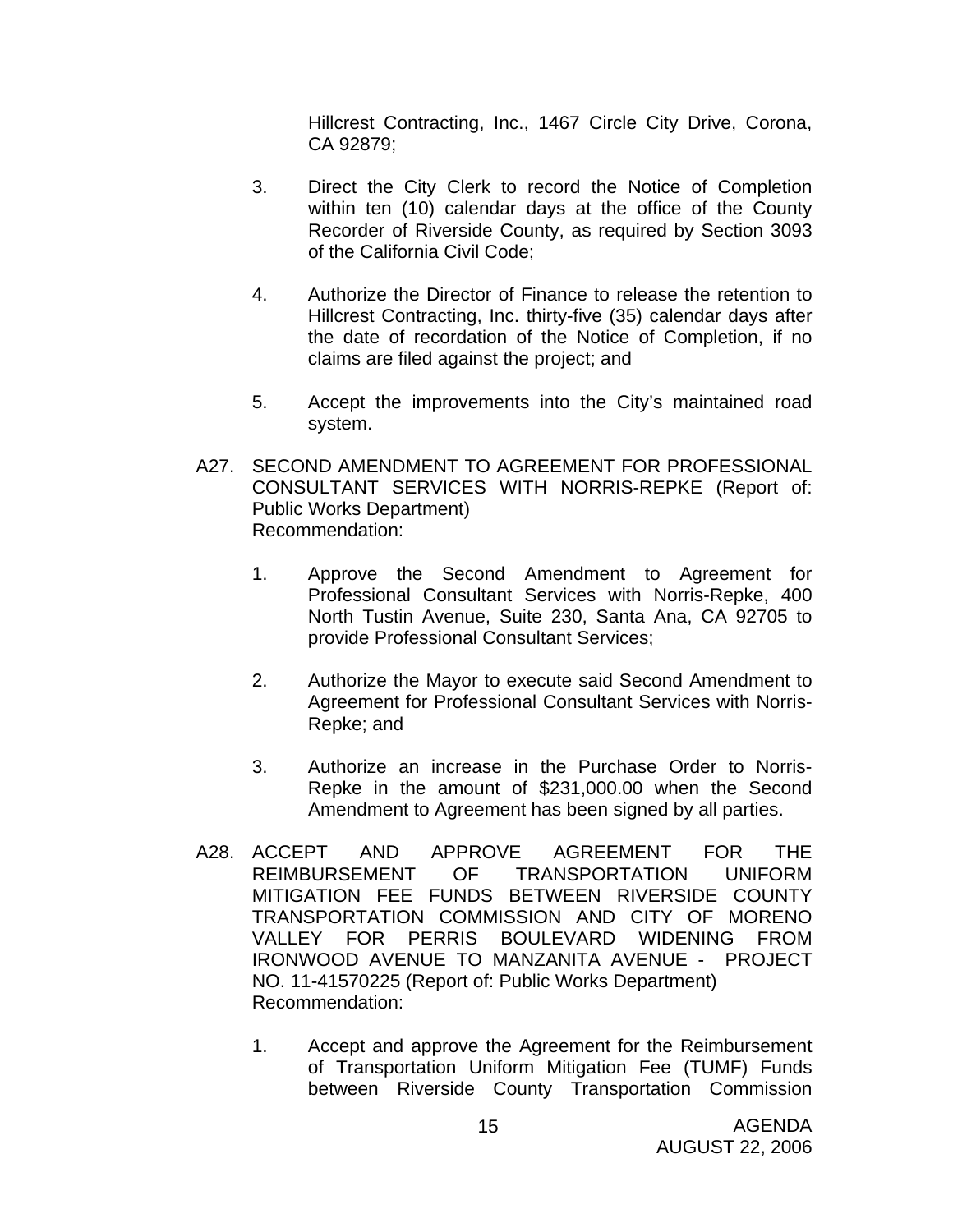Hillcrest Contracting, Inc., 1467 Circle City Drive, Corona, CA 92879;

3. Direct the City Clerk to record the Notice of Completion within ten (10) calendar days at the office of the County Recorder of Riverside County, as required by Section 3093 of the California Civil Code;

4. Authorize the Director of Finance to release the retention to Hillcrest Contracting, Inc. thirty-five (35) calendar days after the date of recordation of the Notice of Completion, if no claims are filed against the project; and

5. Accept the improvements into the City's maintained road system.

A27. SECOND AMENDMENT TO AGREEMENT FOR PROFESSIONAL CONSULTANT SERVICES WITH NORRIS-REPKE (Report of: Public Works Department)
Recommendation:

1. Approve the Second Amendment to Agreement for Professional Consultant Services with Norris-Repke, 400 North Tustin Avenue, Suite 230, Santa Ana, CA 92705 to provide Professional Consultant Services;

2. Authorize the Mayor to execute said Second Amendment to Agreement for Professional Consultant Services with Norris-Repke; and

3. Authorize an increase in the Purchase Order to Norris-Repke in the amount of $231,000.00 when the Second Amendment to Agreement has been signed by all parties.

A28. ACCEPT AND APPROVE AGREEMENT FOR THE REIMBURSEMENT OF TRANSPORTATION UNIFORM MITIGATION FEE FUNDS BETWEEN RIVERSIDE COUNTY TRANSPORTATION COMMISSION AND CITY OF MORENO VALLEY FOR PERRIS BOULEVARD WIDENING FROM IRONWOOD AVENUE TO MANZANITA AVENUE - PROJECT NO. 11-41570225 (Report of: Public Works Department)
Recommendation:

1. Accept and approve the Agreement for the Reimbursement of Transportation Uniform Mitigation Fee (TUMF) Funds between Riverside County Transportation Commission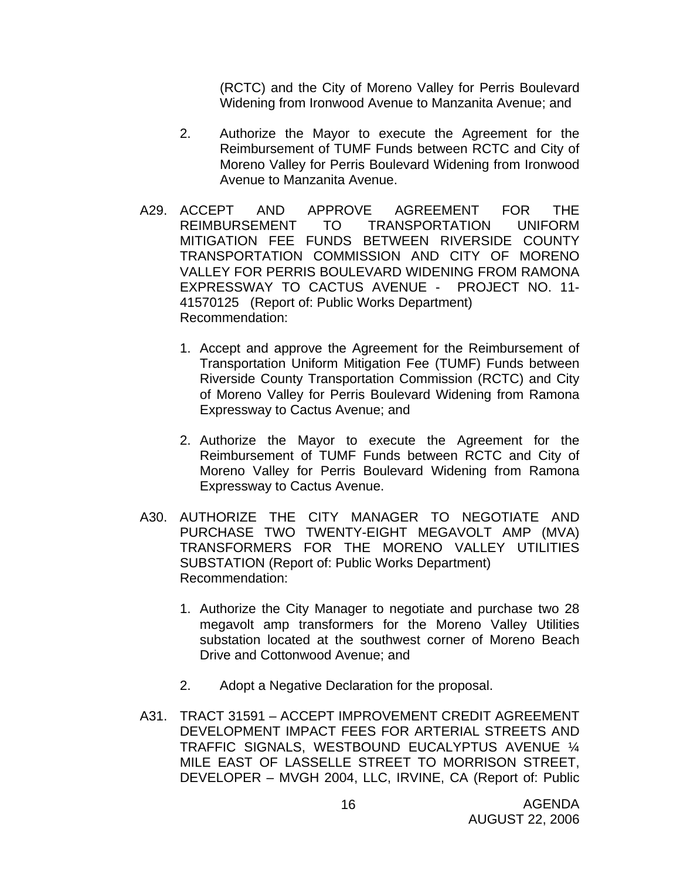(RCTC) and the City of Moreno Valley for Perris Boulevard Widening from Ironwood Avenue to Manzanita Avenue; and

2. Authorize the Mayor to execute the Agreement for the Reimbursement of TUMF Funds between RCTC and City of Moreno Valley for Perris Boulevard Widening from Ironwood Avenue to Manzanita Avenue.

A29. ACCEPT AND APPROVE AGREEMENT FOR THE REIMBURSEMENT TO TRANSPORTATION UNIFORM MITIGATION FEE FUNDS BETWEEN RIVERSIDE COUNTY TRANSPORTATION COMMISSION AND CITY OF MORENO VALLEY FOR PERRIS BOULEVARD WIDENING FROM RAMONA EXPRESSWAY TO CACTUS AVENUE - PROJECT NO. 11-41570125 (Report of: Public Works Department)
Recommendation:

1. Accept and approve the Agreement for the Reimbursement of Transportation Uniform Mitigation Fee (TUMF) Funds between Riverside County Transportation Commission (RCTC) and City of Moreno Valley for Perris Boulevard Widening from Ramona Expressway to Cactus Avenue; and

2. Authorize the Mayor to execute the Agreement for the Reimbursement of TUMF Funds between RCTC and City of Moreno Valley for Perris Boulevard Widening from Ramona Expressway to Cactus Avenue.

A30. AUTHORIZE THE CITY MANAGER TO NEGOTIATE AND PURCHASE TWO TWENTY-EIGHT MEGAVOLT AMP (MVA) TRANSFORMERS FOR THE MORENO VALLEY UTILITIES SUBSTATION (Report of: Public Works Department)
Recommendation:

1. Authorize the City Manager to negotiate and purchase two 28 megavolt amp transformers for the Moreno Valley Utilities substation located at the southwest corner of Moreno Beach Drive and Cottonwood Avenue; and

2. Adopt a Negative Declaration for the proposal.

A31. TRACT 31591 – ACCEPT IMPROVEMENT CREDIT AGREEMENT DEVELOPMENT IMPACT FEES FOR ARTERIAL STREETS AND TRAFFIC SIGNALS, WESTBOUND EUCALYPTUS AVENUE ¼ MILE EAST OF LASSELLE STREET TO MORRISON STREET, DEVELOPER – MVGH 2004, LLC, IRVINE, CA (Report of: Public

AGENDA
AUGUST 22, 2006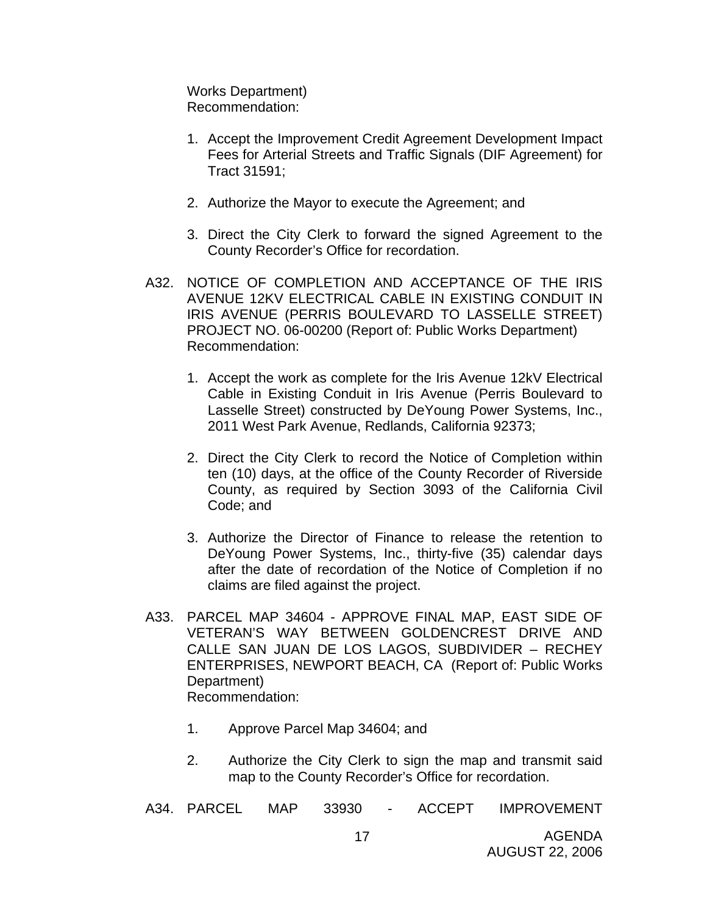Works Department)
Recommendation:

1. Accept the Improvement Credit Agreement Development Impact Fees for Arterial Streets and Traffic Signals (DIF Agreement) for Tract 31591;

2. Authorize the Mayor to execute the Agreement; and

3. Direct the City Clerk to forward the signed Agreement to the County Recorder's Office for recordation.

A32. NOTICE OF COMPLETION AND ACCEPTANCE OF THE IRIS AVENUE 12KV ELECTRICAL CABLE IN EXISTING CONDUIT IN IRIS AVENUE (PERRIS BOULEVARD TO LASSELLE STREET) PROJECT NO. 06-00200 (Report of: Public Works Department)
Recommendation:

1. Accept the work as complete for the Iris Avenue 12kV Electrical Cable in Existing Conduit in Iris Avenue (Perris Boulevard to Lasselle Street) constructed by DeYoung Power Systems, Inc., 2011 West Park Avenue, Redlands, California 92373;

2. Direct the City Clerk to record the Notice of Completion within ten (10) days, at the office of the County Recorder of Riverside County, as required by Section 3093 of the California Civil Code; and

3. Authorize the Director of Finance to release the retention to DeYoung Power Systems, Inc., thirty-five (35) calendar days after the date of recordation of the Notice of Completion if no claims are filed against the project.

A33. PARCEL MAP 34604 - APPROVE FINAL MAP, EAST SIDE OF VETERAN'S WAY BETWEEN GOLDENCREST DRIVE AND CALLE SAN JUAN DE LOS LAGOS, SUBDIVIDER – RECHEY ENTERPRISES, NEWPORT BEACH, CA (Report of: Public Works Department)
Recommendation:

1. Approve Parcel Map 34604; and

2. Authorize the City Clerk to sign the map and transmit said map to the County Recorder's Office for recordation.

A34. PARCEL MAP 33930 - ACCEPT IMPROVEMENT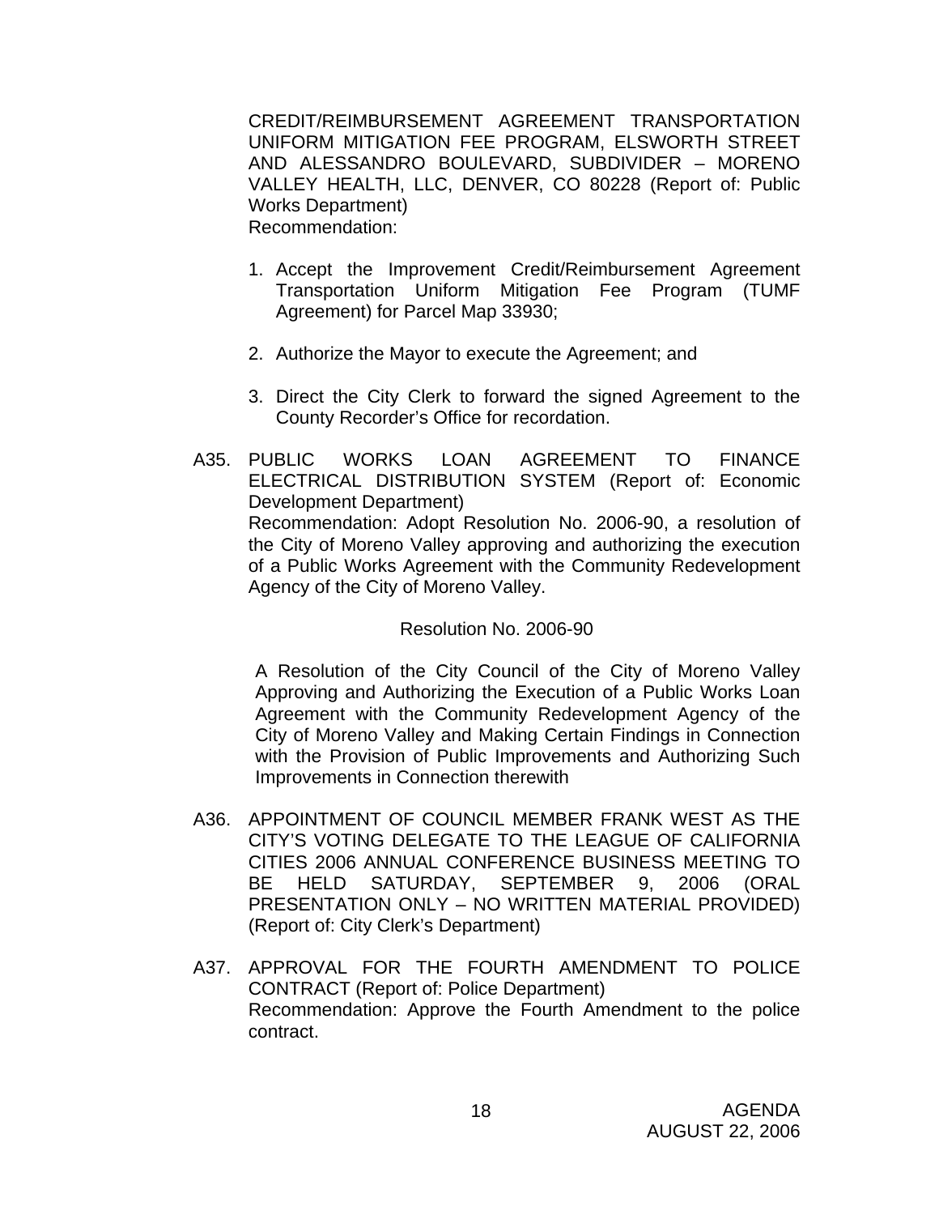CREDIT/REIMBURSEMENT AGREEMENT TRANSPORTATION UNIFORM MITIGATION FEE PROGRAM, ELSWORTH STREET AND ALESSANDRO BOULEVARD, SUBDIVIDER – MORENO VALLEY HEALTH, LLC, DENVER, CO 80228 (Report of: Public Works Department)
Recommendation:

1. Accept the Improvement Credit/Reimbursement Agreement Transportation Uniform Mitigation Fee Program (TUMF Agreement) for Parcel Map 33930;

2. Authorize the Mayor to execute the Agreement; and

3. Direct the City Clerk to forward the signed Agreement to the County Recorder's Office for recordation.

A35. PUBLIC WORKS LOAN AGREEMENT TO FINANCE ELECTRICAL DISTRIBUTION SYSTEM (Report of: Economic Development Department)
Recommendation: Adopt Resolution No. 2006-90, a resolution of the City of Moreno Valley approving and authorizing the execution of a Public Works Agreement with the Community Redevelopment Agency of the City of Moreno Valley.

Resolution No. 2006-90

A Resolution of the City Council of the City of Moreno Valley Approving and Authorizing the Execution of a Public Works Loan Agreement with the Community Redevelopment Agency of the City of Moreno Valley and Making Certain Findings in Connection with the Provision of Public Improvements and Authorizing Such Improvements in Connection therewith

A36. APPOINTMENT OF COUNCIL MEMBER FRANK WEST AS THE CITY'S VOTING DELEGATE TO THE LEAGUE OF CALIFORNIA CITIES 2006 ANNUAL CONFERENCE BUSINESS MEETING TO BE HELD SATURDAY, SEPTEMBER 9, 2006 (ORAL PRESENTATION ONLY – NO WRITTEN MATERIAL PROVIDED) (Report of: City Clerk's Department)

A37. APPROVAL FOR THE FOURTH AMENDMENT TO POLICE CONTRACT (Report of: Police Department)
Recommendation: Approve the Fourth Amendment to the police contract.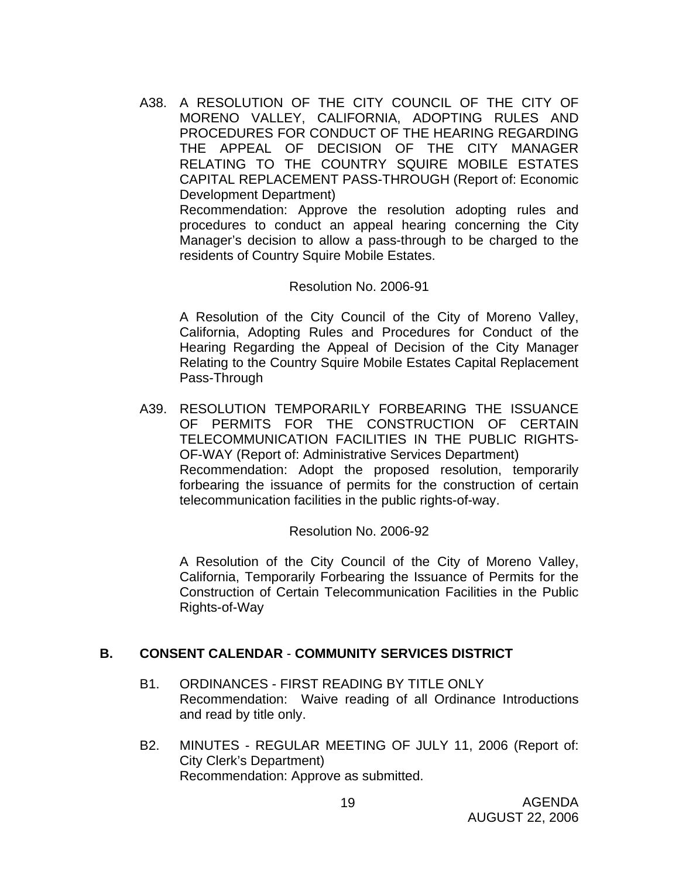A38. A RESOLUTION OF THE CITY COUNCIL OF THE CITY OF MORENO VALLEY, CALIFORNIA, ADOPTING RULES AND PROCEDURES FOR CONDUCT OF THE HEARING REGARDING THE APPEAL OF DECISION OF THE CITY MANAGER RELATING TO THE COUNTRY SQUIRE MOBILE ESTATES CAPITAL REPLACEMENT PASS-THROUGH (Report of: Economic Development Department)
Recommendation: Approve the resolution adopting rules and procedures to conduct an appeal hearing concerning the City Manager's decision to allow a pass-through to be charged to the residents of Country Squire Mobile Estates.

Resolution No. 2006-91

A Resolution of the City Council of the City of Moreno Valley, California, Adopting Rules and Procedures for Conduct of the Hearing Regarding the Appeal of Decision of the City Manager Relating to the Country Squire Mobile Estates Capital Replacement Pass-Through

A39. RESOLUTION TEMPORARILY FORBEARING THE ISSUANCE OF PERMITS FOR THE CONSTRUCTION OF CERTAIN TELECOMMUNICATION FACILITIES IN THE PUBLIC RIGHTS-OF-WAY (Report of: Administrative Services Department)
Recommendation: Adopt the proposed resolution, temporarily forbearing the issuance of permits for the construction of certain telecommunication facilities in the public rights-of-way.

Resolution No. 2006-92

A Resolution of the City Council of the City of Moreno Valley, California, Temporarily Forbearing the Issuance of Permits for the Construction of Certain Telecommunication Facilities in the Public Rights-of-Way

## B. CONSENT CALENDAR - COMMUNITY SERVICES DISTRICT

B1. ORDINANCES - FIRST READING BY TITLE ONLY
Recommendation: Waive reading of all Ordinance Introductions and read by title only.

B2. MINUTES - REGULAR MEETING OF JULY 11, 2006 (Report of: City Clerk's Department)
Recommendation: Approve as submitted.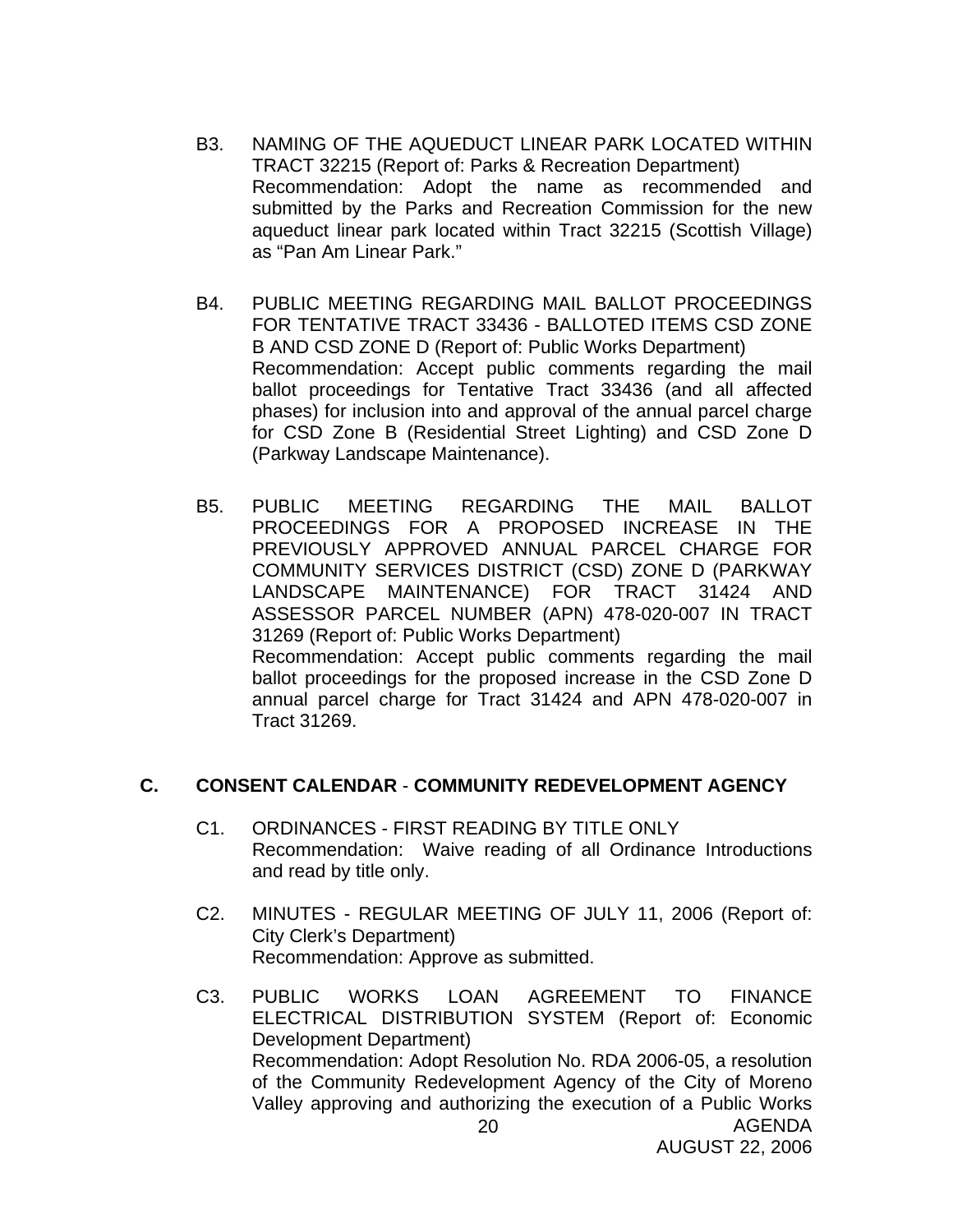B3. NAMING OF THE AQUEDUCT LINEAR PARK LOCATED WITHIN TRACT 32215 (Report of: Parks & Recreation Department)
Recommendation: Adopt the name as recommended and submitted by the Parks and Recreation Commission for the new aqueduct linear park located within Tract 32215 (Scottish Village) as "Pan Am Linear Park."

B4. PUBLIC MEETING REGARDING MAIL BALLOT PROCEEDINGS FOR TENTATIVE TRACT 33436 - BALLOTED ITEMS CSD ZONE B AND CSD ZONE D (Report of: Public Works Department)
Recommendation: Accept public comments regarding the mail ballot proceedings for Tentative Tract 33436 (and all affected phases) for inclusion into and approval of the annual parcel charge for CSD Zone B (Residential Street Lighting) and CSD Zone D (Parkway Landscape Maintenance).

B5. PUBLIC MEETING REGARDING THE MAIL BALLOT PROCEEDINGS FOR A PROPOSED INCREASE IN THE PREVIOUSLY APPROVED ANNUAL PARCEL CHARGE FOR COMMUNITY SERVICES DISTRICT (CSD) ZONE D (PARKWAY LANDSCAPE MAINTENANCE) FOR TRACT 31424 AND ASSESSOR PARCEL NUMBER (APN) 478-020-007 IN TRACT 31269 (Report of: Public Works Department)
Recommendation: Accept public comments regarding the mail ballot proceedings for the proposed increase in the CSD Zone D annual parcel charge for Tract 31424 and APN 478-020-007 in Tract 31269.

## C. CONSENT CALENDAR - COMMUNITY REDEVELOPMENT AGENCY

C1. ORDINANCES - FIRST READING BY TITLE ONLY
Recommendation: Waive reading of all Ordinance Introductions and read by title only.

C2. MINUTES - REGULAR MEETING OF JULY 11, 2006 (Report of: City Clerk's Department)
Recommendation: Approve as submitted.

C3. PUBLIC WORKS LOAN AGREEMENT TO FINANCE ELECTRICAL DISTRIBUTION SYSTEM (Report of: Economic Development Department)
Recommendation: Adopt Resolution No. RDA 2006-05, a resolution of the Community Redevelopment Agency of the City of Moreno Valley approving and authorizing the execution of a Public Works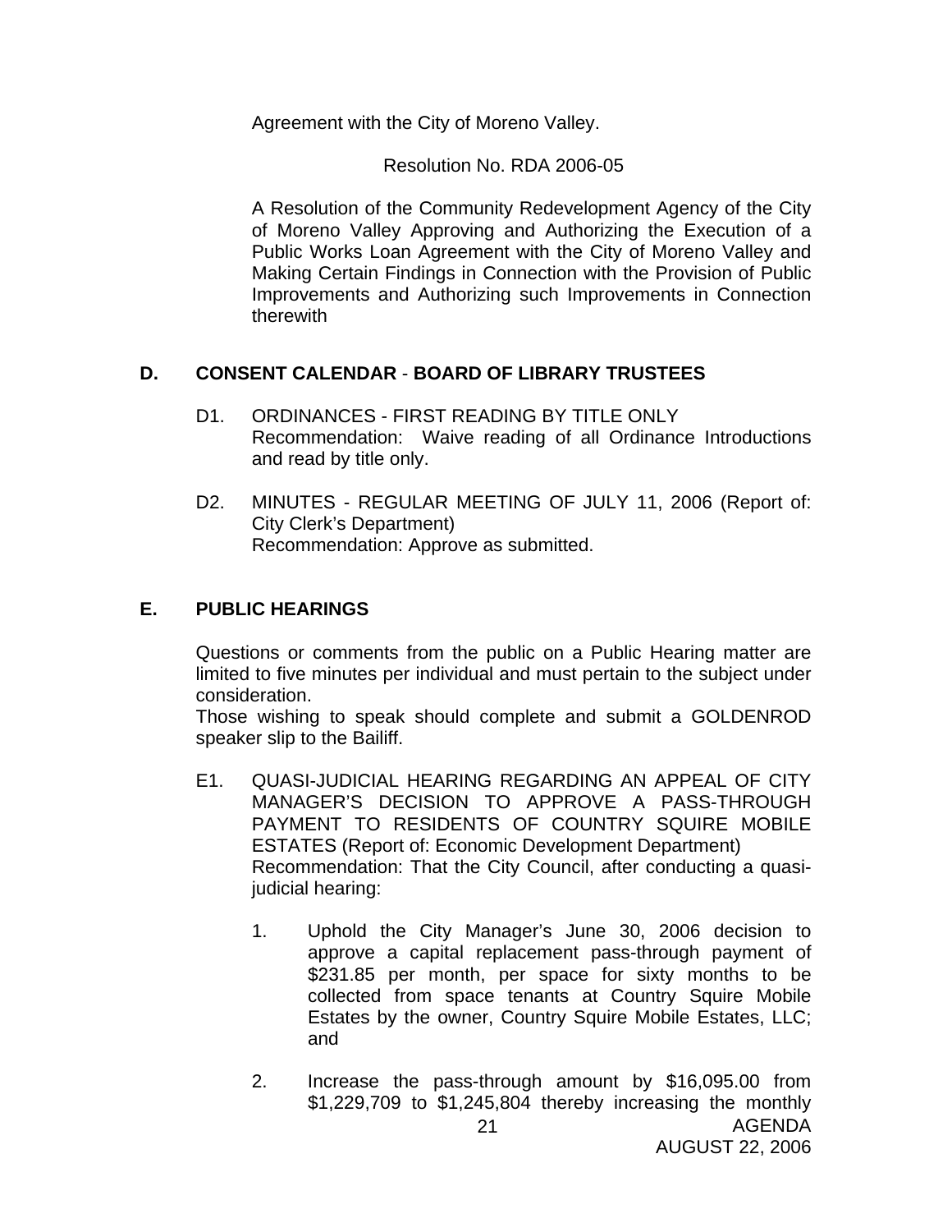Agreement with the City of Moreno Valley.

Resolution No. RDA 2006-05

A Resolution of the Community Redevelopment Agency of the City of Moreno Valley Approving and Authorizing the Execution of a Public Works Loan Agreement with the City of Moreno Valley and Making Certain Findings in Connection with the Provision of Public Improvements and Authorizing such Improvements in Connection therewith

## D. CONSENT CALENDAR - BOARD OF LIBRARY TRUSTEES

D1. ORDINANCES - FIRST READING BY TITLE ONLY
Recommendation: Waive reading of all Ordinance Introductions and read by title only.

D2. MINUTES - REGULAR MEETING OF JULY 11, 2006 (Report of: City Clerk's Department)
Recommendation: Approve as submitted.

## E. PUBLIC HEARINGS

Questions or comments from the public on a Public Hearing matter are limited to five minutes per individual and must pertain to the subject under consideration.
Those wishing to speak should complete and submit a GOLDENROD speaker slip to the Bailiff.

E1. QUASI-JUDICIAL HEARING REGARDING AN APPEAL OF CITY MANAGER'S DECISION TO APPROVE A PASS-THROUGH PAYMENT TO RESIDENTS OF COUNTRY SQUIRE MOBILE ESTATES (Report of: Economic Development Department)
Recommendation: That the City Council, after conducting a quasi-judicial hearing:

1. Uphold the City Manager's June 30, 2006 decision to approve a capital replacement pass-through payment of $231.85 per month, per space for sixty months to be collected from space tenants at Country Squire Mobile Estates by the owner, Country Squire Mobile Estates, LLC; and

2. Increase the pass-through amount by $16,095.00 from $1,229,709 to $1,245,804 thereby increasing the monthly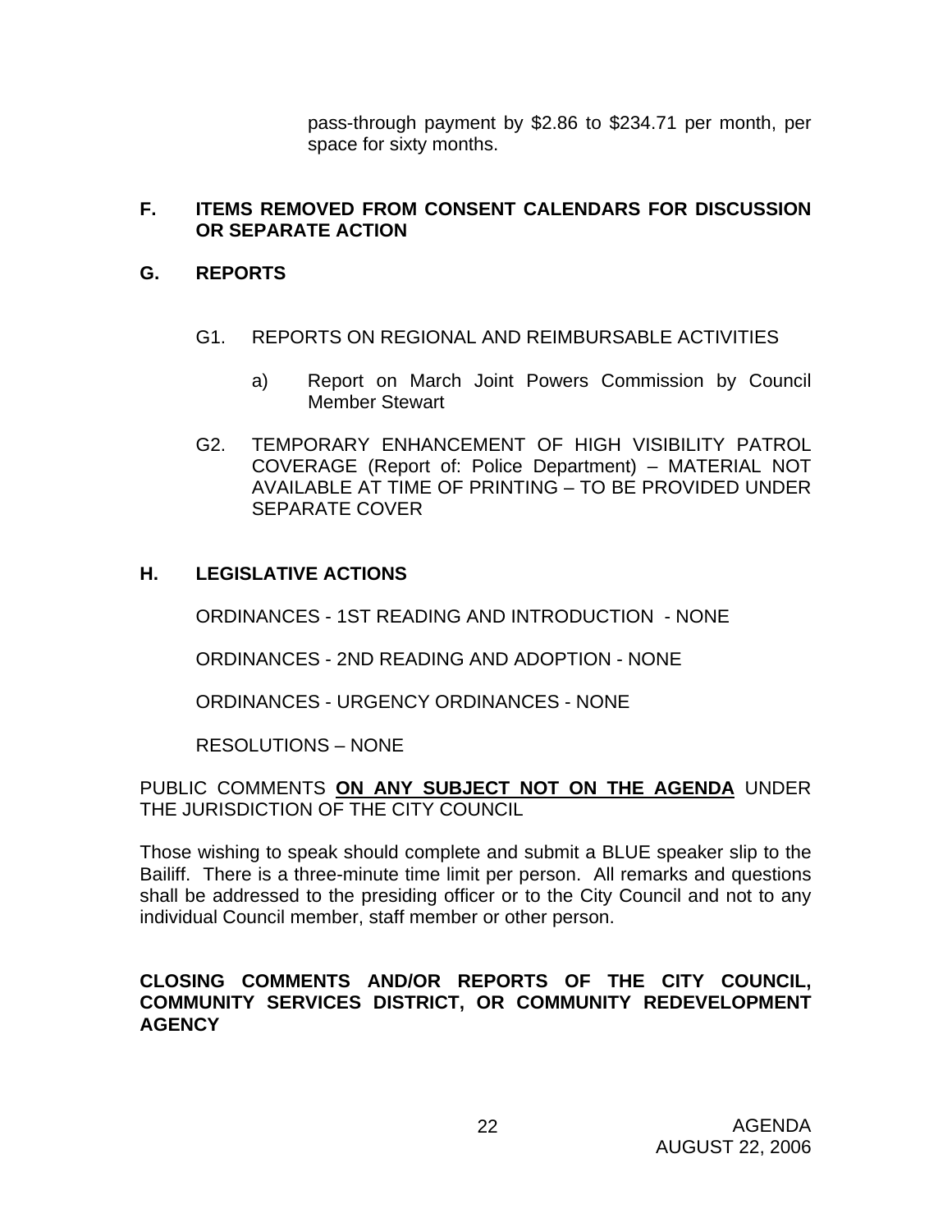pass-through payment by $2.86 to $234.71 per month, per space for sixty months.

## F. ITEMS REMOVED FROM CONSENT CALENDARS FOR DISCUSSION OR SEPARATE ACTION

## G. REPORTS

G1. REPORTS ON REGIONAL AND REIMBURSABLE ACTIVITIES

a) Report on March Joint Powers Commission by Council Member Stewart

G2. TEMPORARY ENHANCEMENT OF HIGH VISIBILITY PATROL COVERAGE (Report of: Police Department) – MATERIAL NOT AVAILABLE AT TIME OF PRINTING – TO BE PROVIDED UNDER SEPARATE COVER

## H. LEGISLATIVE ACTIONS

ORDINANCES - 1ST READING AND INTRODUCTION - NONE

ORDINANCES - 2ND READING AND ADOPTION - NONE

ORDINANCES - URGENCY ORDINANCES - NONE

RESOLUTIONS – NONE

PUBLIC COMMENTS **ON ANY SUBJECT NOT ON THE AGENDA** UNDER THE JURISDICTION OF THE CITY COUNCIL

Those wishing to speak should complete and submit a BLUE speaker slip to the Bailiff. There is a three-minute time limit per person. All remarks and questions shall be addressed to the presiding officer or to the City Council and not to any individual Council member, staff member or other person.

**CLOSING COMMENTS AND/OR REPORTS OF THE CITY COUNCIL, COMMUNITY SERVICES DISTRICT, OR COMMUNITY REDEVELOPMENT AGENCY**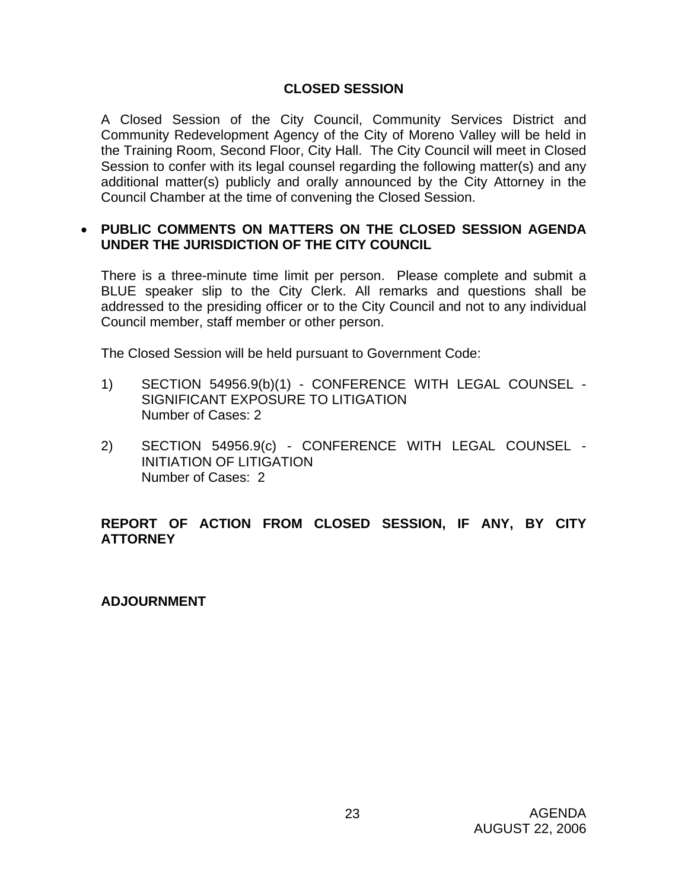## CLOSED SESSION

A Closed Session of the City Council, Community Services District and Community Redevelopment Agency of the City of Moreno Valley will be held in the Training Room, Second Floor, City Hall. The City Council will meet in Closed Session to confer with its legal counsel regarding the following matter(s) and any additional matter(s) publicly and orally announced by the City Attorney in the Council Chamber at the time of convening the Closed Session.

- **PUBLIC COMMENTS ON MATTERS ON THE CLOSED SESSION AGENDA UNDER THE JURISDICTION OF THE CITY COUNCIL**

There is a three-minute time limit per person. Please complete and submit a BLUE speaker slip to the City Clerk. All remarks and questions shall be addressed to the presiding officer or to the City Council and not to any individual Council member, staff member or other person.

The Closed Session will be held pursuant to Government Code:

1) SECTION 54956.9(b)(1) - CONFERENCE WITH LEGAL COUNSEL - SIGNIFICANT EXPOSURE TO LITIGATION
   Number of Cases: 2

2) SECTION 54956.9(c) - CONFERENCE WITH LEGAL COUNSEL - INITIATION OF LITIGATION
   Number of Cases: 2

**REPORT OF ACTION FROM CLOSED SESSION, IF ANY, BY CITY ATTORNEY**

**ADJOURNMENT**